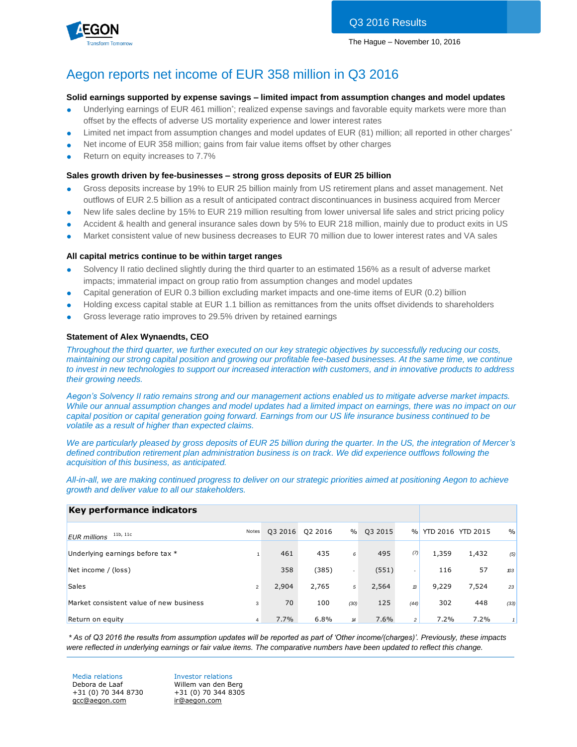Q3 2016 Results

The Hague – November 10, 2016

# Aegon reports net income of EUR 358 million in Q3 2016

### Solid earnings supported by expense savings – limited impact from assumption changes and model updates

- Underlying earnings of EUR 461 million*; realized expense savings and favorable equity markets were more than offset by the effects of adverse US mortality experience and lower interest rates
- Limited net impact from assumption changes and model updates of EUR (81) million; all reported in other charges*
- Net income of EUR 358 million; gains from fair value items offset by other charges
- Return on equity increases to 7.7%

### Sales growth driven by fee-businesses – strong gross deposits of EUR 25 billion

- Gross deposits increase by 19% to EUR 25 billion mainly from US retirement plans and asset management. Net outflows of EUR 2.5 billion as a result of anticipated contract discontinuances in business acquired from Mercer
- New life sales decline by 15% to EUR 219 million resulting from lower universal life sales and strict pricing policy
- Accident & health and general insurance sales down by 5% to EUR 218 million, mainly due to product exits in US
- Market consistent value of new business decreases to EUR 70 million due to lower interest rates and VA sales

### All capital metrics continue to be within target ranges

- Solvency II ratio declined slightly during the third quarter to an estimated 156% as a result of adverse market impacts; immaterial impact on group ratio from assumption changes and model updates
- Capital generation of EUR 0.3 billion excluding market impacts and one-time items of EUR (0.2) billion
- Holding excess capital stable at EUR 1.1 billion as remittances from the units offset dividends to shareholders
- Gross leverage ratio improves to 29.5% driven by retained earnings

### Statement of Alex Wynaendts, CEO

*Throughout the third quarter, we further executed on our key strategic objectives by successfully reducing our costs, maintaining our strong capital position and growing our profitable fee-based businesses. At the same time, we continue to invest in new technologies to support our increased interaction with customers, and in innovative products to address their growing needs.*

*Aegon's Solvency II ratio remains strong and our management actions enabled us to mitigate adverse market impacts. While our annual assumption changes and model updates had a limited impact on earnings, there was no impact on our capital position or capital generation going forward. Earnings from our US life insurance business continued to be volatile as a result of higher than expected claims.*

*We are particularly pleased by gross deposits of EUR 25 billion during the quarter. In the US, the integration of Mercer's defined contribution retirement plan administration business is on track. We did experience outflows following the acquisition of this business, as anticipated.*

*All-in-all, we are making continued progress to deliver on our strategic priorities aimed at positioning Aegon to achieve growth and deliver value to all our stakeholders.*

**Key performance indicators**

| *EUR millions* [11b, 11c] | Notes | Q3 2016 | Q2 2016 | % | Q3 2015 | % | YTD 2016 | YTD 2015 | % |
|---|---|---|---|---|---|---|---|---|---|
| Underlying earnings before tax * | 1 | 461 | 435 | 6 | 495 | (7) | 1,359 | 1,432 | (5) |
| Net income / (loss) | | 358 | (385) | - | (551) | - | 116 | 57 | 103 |
| Sales | 2 | 2,904 | 2,765 | 5 | 2,564 | 13 | 9,229 | 7,524 | 23 |
| Market consistent value of new business | 3 | 70 | 100 | (30) | 125 | (44) | 302 | 448 | (33) |
| Return on equity | 4 | 7.7% | 6.8% | 14 | 7.6% | 2 | 7.2% | 7.2% | 1 |

*\* As of Q3 2016 the results from assumption updates will be reported as part of 'Other income/(charges)'. Previously, these impacts were reflected in underlying earnings or fair value items. The comparative numbers have been updated to reflect this change.*

Media relations
Debora de Laaf
+31 (0) 70 344 8730
gcc@aegon.com

Investor relations
Willem van den Berg
+31 (0) 70 344 8305
ir@aegon.com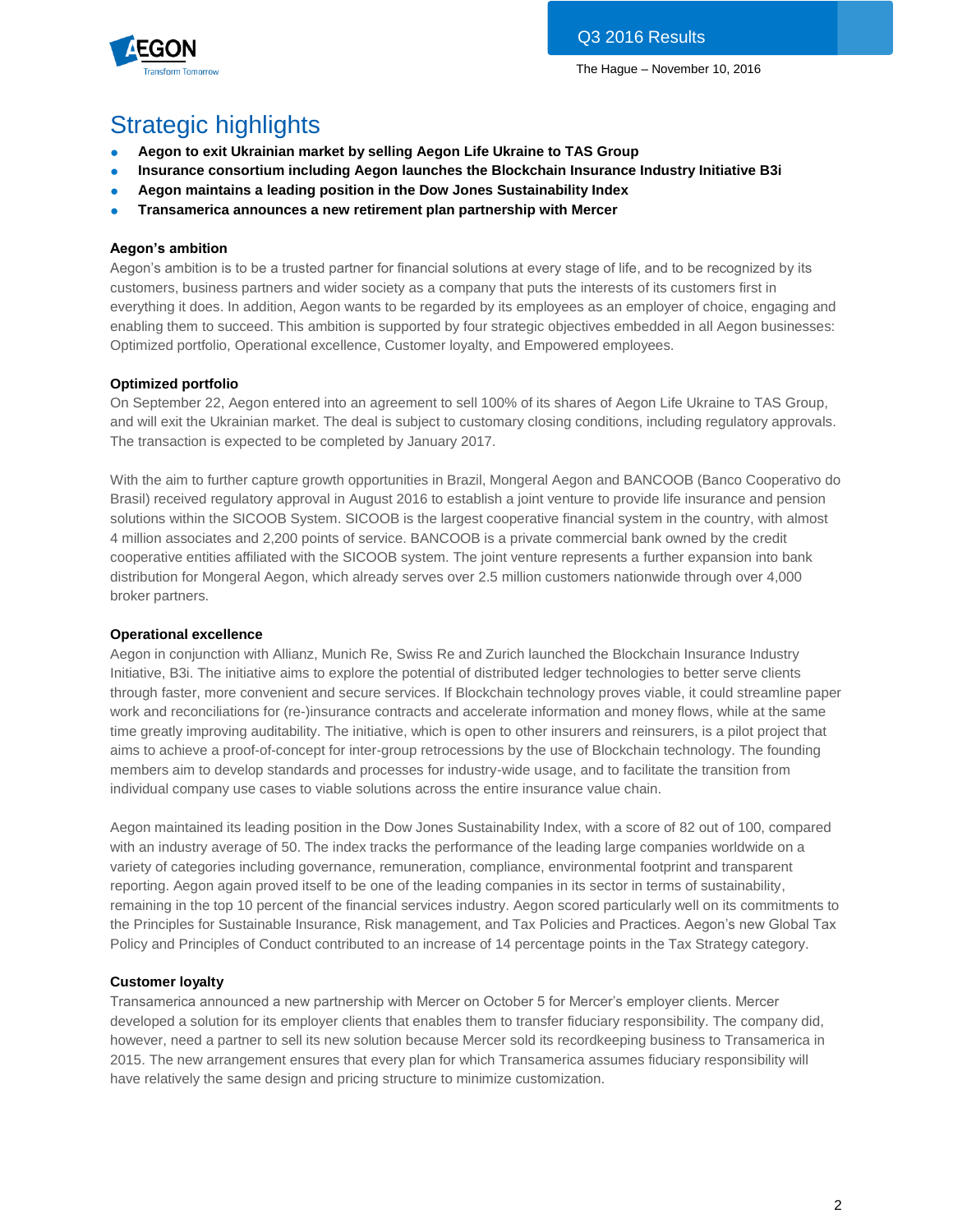## Strategic highlights

- **Aegon to exit Ukrainian market by selling Aegon Life Ukraine to TAS Group**
- **Insurance consortium including Aegon launches the Blockchain Insurance Industry Initiative B3i**
- **Aegon maintains a leading position in the Dow Jones Sustainability Index**
- **Transamerica announces a new retirement plan partnership with Mercer**

### Aegon's ambition

Aegon's ambition is to be a trusted partner for financial solutions at every stage of life, and to be recognized by its customers, business partners and wider society as a company that puts the interests of its customers first in everything it does. In addition, Aegon wants to be regarded by its employees as an employer of choice, engaging and enabling them to succeed. This ambition is supported by four strategic objectives embedded in all Aegon businesses: Optimized portfolio, Operational excellence, Customer loyalty, and Empowered employees.

### Optimized portfolio

On September 22, Aegon entered into an agreement to sell 100% of its shares of Aegon Life Ukraine to TAS Group, and will exit the Ukrainian market. The deal is subject to customary closing conditions, including regulatory approvals. The transaction is expected to be completed by January 2017.

With the aim to further capture growth opportunities in Brazil, Mongeral Aegon and BANCOOB (Banco Cooperativo do Brasil) received regulatory approval in August 2016 to establish a joint venture to provide life insurance and pension solutions within the SICOOB System. SICOOB is the largest cooperative financial system in the country, with almost 4 million associates and 2,200 points of service. BANCOOB is a private commercial bank owned by the credit cooperative entities affiliated with the SICOOB system. The joint venture represents a further expansion into bank distribution for Mongeral Aegon, which already serves over 2.5 million customers nationwide through over 4,000 broker partners.

### Operational excellence

Aegon in conjunction with Allianz, Munich Re, Swiss Re and Zurich launched the Blockchain Insurance Industry Initiative, B3i. The initiative aims to explore the potential of distributed ledger technologies to better serve clients through faster, more convenient and secure services. If Blockchain technology proves viable, it could streamline paper work and reconciliations for (re-)insurance contracts and accelerate information and money flows, while at the same time greatly improving auditability. The initiative, which is open to other insurers and reinsurers, is a pilot project that aims to achieve a proof-of-concept for inter-group retrocessions by the use of Blockchain technology. The founding members aim to develop standards and processes for industry-wide usage, and to facilitate the transition from individual company use cases to viable solutions across the entire insurance value chain.

Aegon maintained its leading position in the Dow Jones Sustainability Index, with a score of 82 out of 100, compared with an industry average of 50. The index tracks the performance of the leading large companies worldwide on a variety of categories including governance, remuneration, compliance, environmental footprint and transparent reporting. Aegon again proved itself to be one of the leading companies in its sector in terms of sustainability, remaining in the top 10 percent of the financial services industry. Aegon scored particularly well on its commitments to the Principles for Sustainable Insurance, Risk management, and Tax Policies and Practices. Aegon's new Global Tax Policy and Principles of Conduct contributed to an increase of 14 percentage points in the Tax Strategy category.

### Customer loyalty

Transamerica announced a new partnership with Mercer on October 5 for Mercer's employer clients. Mercer developed a solution for its employer clients that enables them to transfer fiduciary responsibility. The company did, however, need a partner to sell its new solution because Mercer sold its recordkeeping business to Transamerica in 2015. The new arrangement ensures that every plan for which Transamerica assumes fiduciary responsibility will have relatively the same design and pricing structure to minimize customization.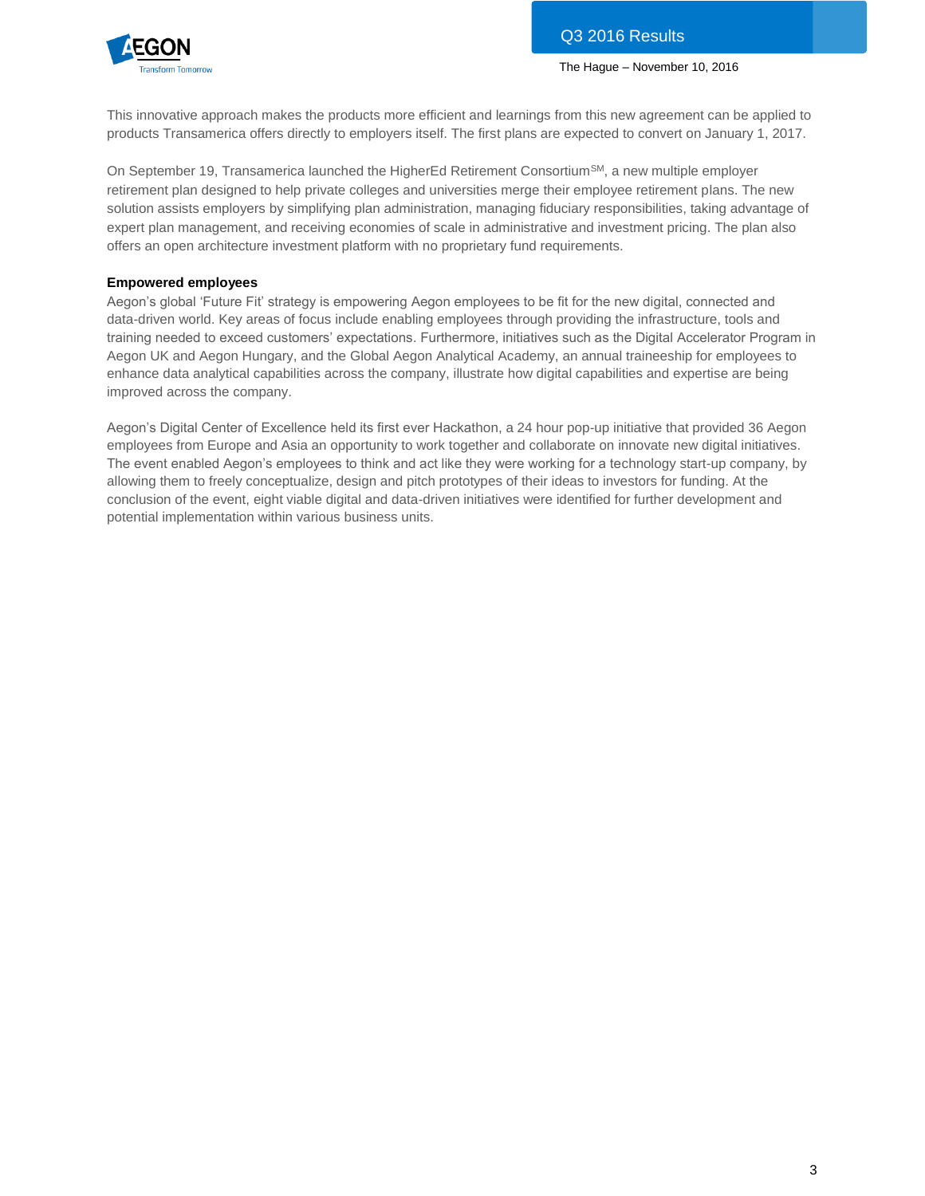This innovative approach makes the products more efficient and learnings from this new agreement can be applied to products Transamerica offers directly to employers itself. The first plans are expected to convert on January 1, 2017.

On September 19, Transamerica launched the HigherEd Retirement Consortium[SM], a new multiple employer retirement plan designed to help private colleges and universities merge their employee retirement plans. The new solution assists employers by simplifying plan administration, managing fiduciary responsibilities, taking advantage of expert plan management, and receiving economies of scale in administrative and investment pricing. The plan also offers an open architecture investment platform with no proprietary fund requirements.

**Empowered employees**

Aegon's global 'Future Fit' strategy is empowering Aegon employees to be fit for the new digital, connected and data-driven world. Key areas of focus include enabling employees through providing the infrastructure, tools and training needed to exceed customers' expectations. Furthermore, initiatives such as the Digital Accelerator Program in Aegon UK and Aegon Hungary, and the Global Aegon Analytical Academy, an annual traineeship for employees to enhance data analytical capabilities across the company, illustrate how digital capabilities and expertise are being improved across the company.

Aegon's Digital Center of Excellence held its first ever Hackathon, a 24 hour pop-up initiative that provided 36 Aegon employees from Europe and Asia an opportunity to work together and collaborate on innovate new digital initiatives. The event enabled Aegon's employees to think and act like they were working for a technology start-up company, by allowing them to freely conceptualize, design and pitch prototypes of their ideas to investors for funding. At the conclusion of the event, eight viable digital and data-driven initiatives were identified for further development and potential implementation within various business units.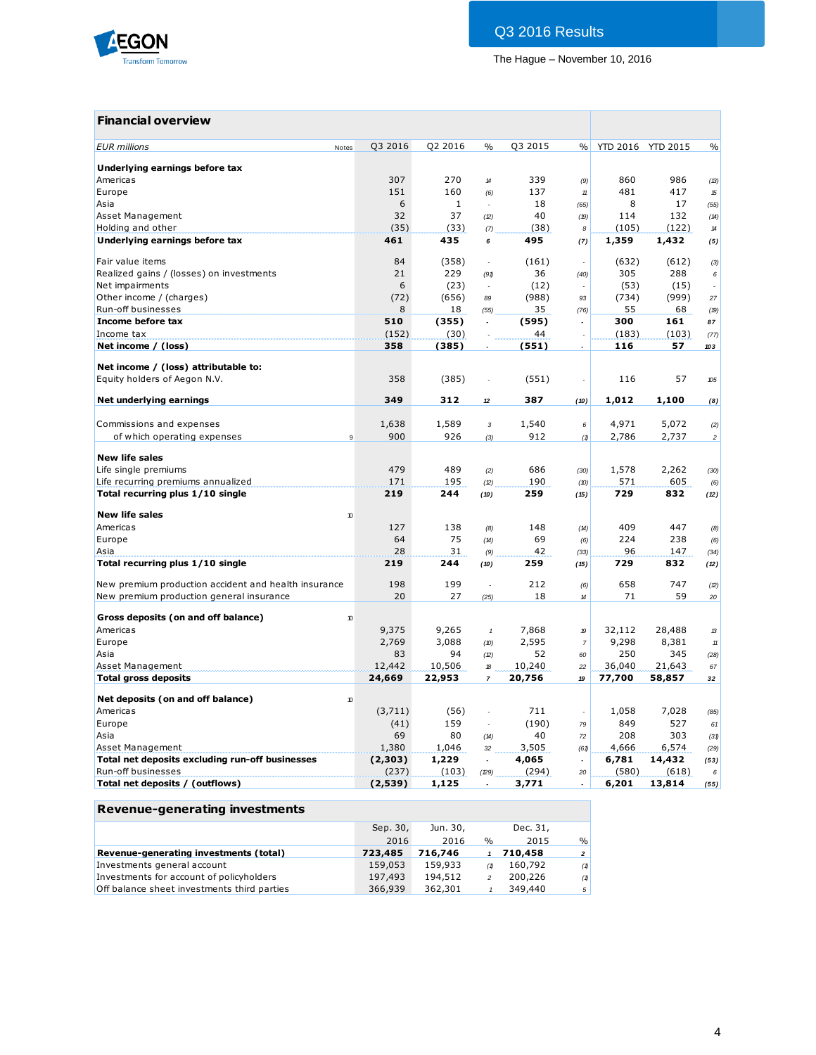Q3 2016 Results

The Hague – November 10, 2016

## Financial overview

| EUR millions | Notes | Q3 2016 | Q2 2016 | % | Q3 2015 | % | YTD 2016 | YTD 2015 | % |
|---|---|---|---|---|---|---|---|---|---|
| **Underlying earnings before tax** | | | | | | | | | |
| Americas | | 307 | 270 | 14 | 339 | (9) | 860 | 986 | (13) |
| Europe | | 151 | 160 | (6) | 137 | 11 | 481 | 417 | 15 |
| Asia | | 6 | 1 | - | 18 | (65) | 8 | 17 | (55) |
| Asset Management | | 32 | 37 | (12) | 40 | (19) | 114 | 132 | (14) |
| Holding and other | | (35) | (33) | (7) | (38) | 8 | (105) | (122) | 14 |
| **Underlying earnings before tax** | | **461** | **435** | **6** | **495** | **(7)** | **1,359** | **1,432** | **(5)** |
| Fair value items | | 84 | (358) | - | (161) | - | (632) | (612) | (3) |
| Realized gains / (losses) on investments | | 21 | 229 | (91) | 36 | (40) | 305 | 288 | 6 |
| Net impairments | | 6 | (23) | - | (12) | - | (53) | (15) | - |
| Other income / (charges) | | (72) | (656) | 89 | (988) | 93 | (734) | (999) | 27 |
| Run-off businesses | | 8 | 18 | (55) | 35 | (76) | 55 | 68 | (19) |
| **Income before tax** | | **510** | **(355)** | - | **(595)** | - | **300** | **161** | **87** |
| Income tax | | (152) | (30) | - | 44 | - | (183) | (103) | (77) |
| **Net income / (loss)** | | **358** | **(385)** | - | **(551)** | - | **116** | **57** | **103** |
| **Net income / (loss) attributable to:** | | | | | | | | | |
| Equity holders of Aegon N.V. | | 358 | (385) | - | (551) | - | 116 | 57 | 105 |
| **Net underlying earnings** | | **349** | **312** | **12** | **387** | **(10)** | **1,012** | **1,100** | **(8)** |
| Commissions and expenses | | 1,638 | 1,589 | 3 | 1,540 | 6 | 4,971 | 5,072 | (2) |
| of which operating expenses | 9 | 900 | 926 | (3) | 912 | (1) | 2,786 | 2,737 | 2 |
| **New life sales** | | | | | | | | | |
| Life single premiums | | 479 | 489 | (2) | 686 | (30) | 1,578 | 2,262 | (30) |
| Life recurring premiums annualized | | 171 | 195 | (12) | 190 | (10) | 571 | 605 | (6) |
| **Total recurring plus 1/10 single** | | **219** | **244** | **(10)** | **259** | **(15)** | **729** | **832** | **(12)** |
| **New life sales** | 10 | | | | | | | | |
| Americas | | 127 | 138 | (8) | 148 | (14) | 409 | 447 | (8) |
| Europe | | 64 | 75 | (14) | 69 | (6) | 224 | 238 | (6) |
| Asia | | 28 | 31 | (9) | 42 | (33) | 96 | 147 | (34) |
| **Total recurring plus 1/10 single** | | **219** | **244** | **(10)** | **259** | **(15)** | **729** | **832** | **(12)** |
| New premium production accident and health insurance | | 198 | 199 | - | 212 | (6) | 658 | 747 | (12) |
| New premium production general insurance | | 20 | 27 | (25) | 18 | 14 | 71 | 59 | 20 |
| **Gross deposits (on and off balance)** | 10 | | | | | | | | |
| Americas | | 9,375 | 9,265 | 1 | 7,868 | 19 | 32,112 | 28,488 | 13 |
| Europe | | 2,769 | 3,088 | (10) | 2,595 | 7 | 9,298 | 8,381 | 11 |
| Asia | | 83 | 94 | (12) | 52 | 60 | 250 | 345 | (28) |
| Asset Management | | 12,442 | 10,506 | 18 | 10,240 | 22 | 36,040 | 21,643 | 67 |
| **Total gross deposits** | | **24,669** | **22,953** | **7** | **20,756** | **19** | **77,700** | **58,857** | **32** |
| **Net deposits (on and off balance)** | 10 | | | | | | | | |
| Americas | | (3,711) | (56) | - | 711 | - | 1,058 | 7,028 | (85) |
| Europe | | (41) | 159 | - | (190) | 79 | 849 | 527 | 61 |
| Asia | | 69 | 80 | (14) | 40 | 72 | 208 | 303 | (31) |
| Asset Management | | 1,380 | 1,046 | 32 | 3,505 | (61) | 4,666 | 6,574 | (29) |
| **Total net deposits excluding run-off businesses** | | **(2,303)** | **1,229** | - | **4,065** | - | **6,781** | **14,432** | **(53)** |
| Run-off businesses | | (237) | (103) | (129) | (294) | 20 | (580) | (618) | 6 |
| **Total net deposits / (outflows)** | | **(2,539)** | **1,125** | - | **3,771** | - | **6,201** | **13,814** | **(55)** |

## Revenue-generating investments

| | Sep. 30, 2016 | Jun. 30, 2016 | % | Dec. 31, 2015 | % |
|---|---|---|---|---|---|
| **Revenue-generating investments (total)** | **723,485** | **716,746** | **1** | **710,458** | **2** |
| Investments general account | 159,053 | 159,933 | (1) | 160,792 | (1) |
| Investments for account of policyholders | 197,493 | 194,512 | 2 | 200,226 | (1) |
| Off balance sheet investments third parties | 366,939 | 362,301 | 1 | 349,440 | 5 |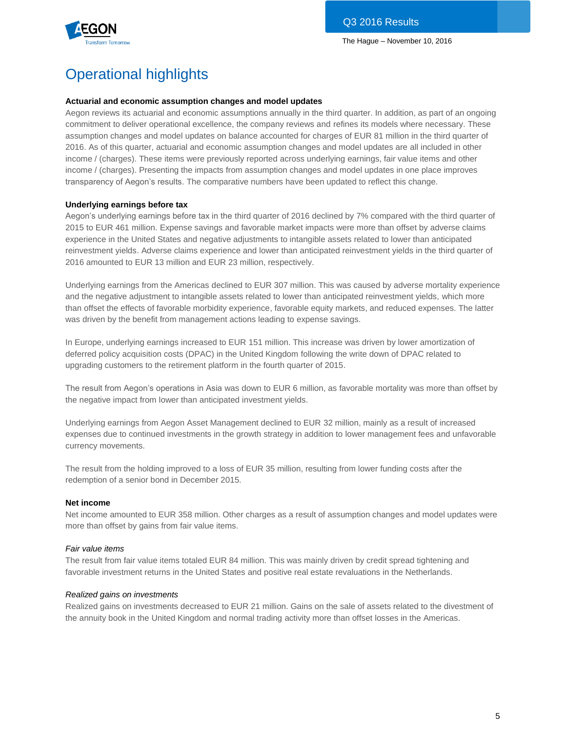# Operational highlights

**Actuarial and economic assumption changes and model updates**

Aegon reviews its actuarial and economic assumptions annually in the third quarter. In addition, as part of an ongoing commitment to deliver operational excellence, the company reviews and refines its models where necessary. These assumption changes and model updates on balance accounted for charges of EUR 81 million in the third quarter of 2016. As of this quarter, actuarial and economic assumption changes and model updates are all included in other income / (charges). These items were previously reported across underlying earnings, fair value items and other income / (charges). Presenting the impacts from assumption changes and model updates in one place improves transparency of Aegon's results. The comparative numbers have been updated to reflect this change.

**Underlying earnings before tax**

Aegon's underlying earnings before tax in the third quarter of 2016 declined by 7% compared with the third quarter of 2015 to EUR 461 million. Expense savings and favorable market impacts were more than offset by adverse claims experience in the United States and negative adjustments to intangible assets related to lower than anticipated reinvestment yields. Adverse claims experience and lower than anticipated reinvestment yields in the third quarter of 2016 amounted to EUR 13 million and EUR 23 million, respectively.

Underlying earnings from the Americas declined to EUR 307 million. This was caused by adverse mortality experience and the negative adjustment to intangible assets related to lower than anticipated reinvestment yields, which more than offset the effects of favorable morbidity experience, favorable equity markets, and reduced expenses. The latter was driven by the benefit from management actions leading to expense savings.

In Europe, underlying earnings increased to EUR 151 million. This increase was driven by lower amortization of deferred policy acquisition costs (DPAC) in the United Kingdom following the write down of DPAC related to upgrading customers to the retirement platform in the fourth quarter of 2015.

The result from Aegon's operations in Asia was down to EUR 6 million, as favorable mortality was more than offset by the negative impact from lower than anticipated investment yields.

Underlying earnings from Aegon Asset Management declined to EUR 32 million, mainly as a result of increased expenses due to continued investments in the growth strategy in addition to lower management fees and unfavorable currency movements.

The result from the holding improved to a loss of EUR 35 million, resulting from lower funding costs after the redemption of a senior bond in December 2015.

**Net income**

Net income amounted to EUR 358 million. Other charges as a result of assumption changes and model updates were more than offset by gains from fair value items.

*Fair value items*

The result from fair value items totaled EUR 84 million. This was mainly driven by credit spread tightening and favorable investment returns in the United States and positive real estate revaluations in the Netherlands.

*Realized gains on investments*

Realized gains on investments decreased to EUR 21 million. Gains on the sale of assets related to the divestment of the annuity book in the United Kingdom and normal trading activity more than offset losses in the Americas.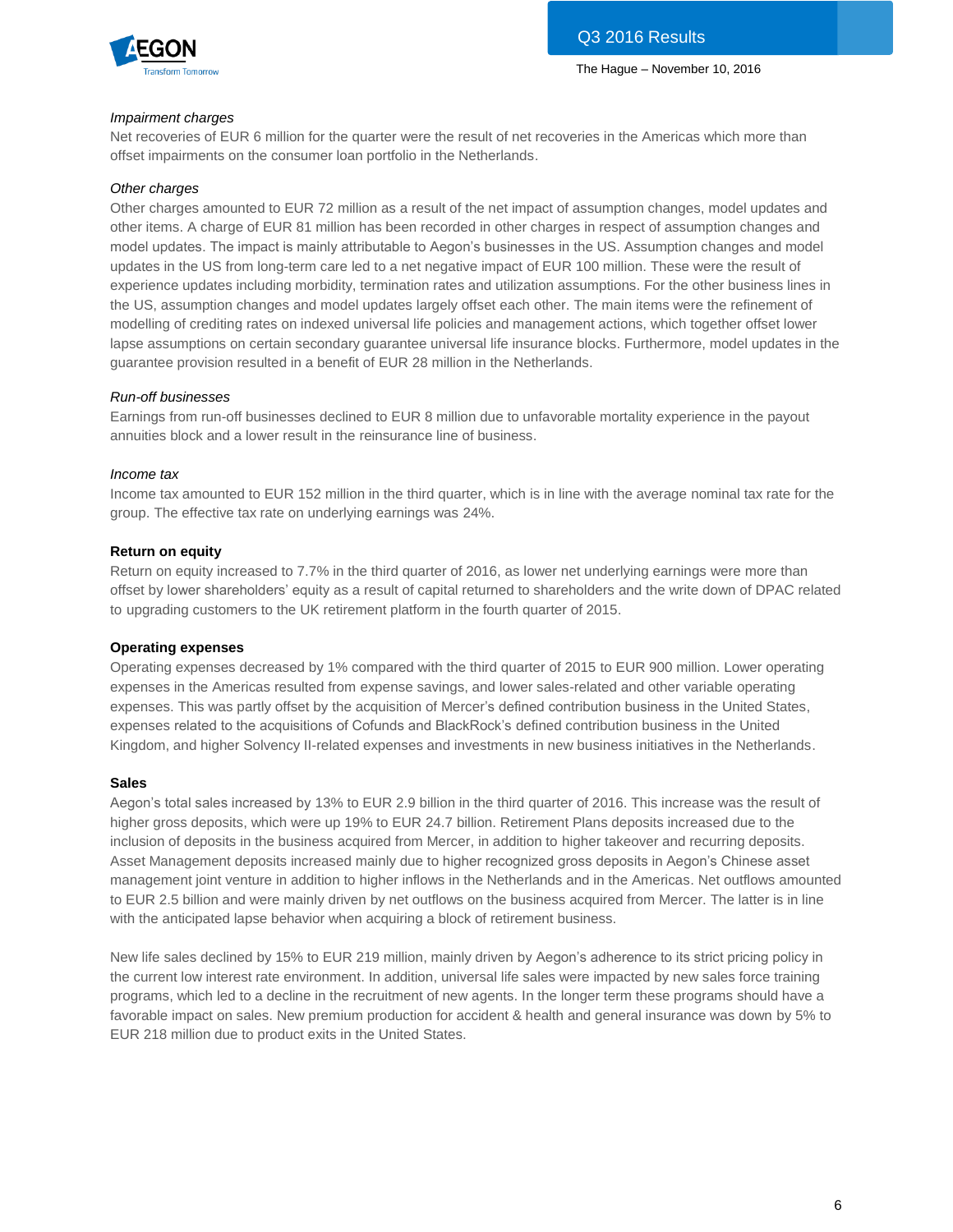*Impairment charges*

Net recoveries of EUR 6 million for the quarter were the result of net recoveries in the Americas which more than offset impairments on the consumer loan portfolio in the Netherlands.

*Other charges*

Other charges amounted to EUR 72 million as a result of the net impact of assumption changes, model updates and other items. A charge of EUR 81 million has been recorded in other charges in respect of assumption changes and model updates. The impact is mainly attributable to Aegon's businesses in the US. Assumption changes and model updates in the US from long-term care led to a net negative impact of EUR 100 million. These were the result of experience updates including morbidity, termination rates and utilization assumptions. For the other business lines in the US, assumption changes and model updates largely offset each other. The main items were the refinement of modelling of crediting rates on indexed universal life policies and management actions, which together offset lower lapse assumptions on certain secondary guarantee universal life insurance blocks. Furthermore, model updates in the guarantee provision resulted in a benefit of EUR 28 million in the Netherlands.

*Run-off businesses*

Earnings from run-off businesses declined to EUR 8 million due to unfavorable mortality experience in the payout annuities block and a lower result in the reinsurance line of business.

*Income tax*

Income tax amounted to EUR 152 million in the third quarter, which is in line with the average nominal tax rate for the group. The effective tax rate on underlying earnings was 24%.

**Return on equity**

Return on equity increased to 7.7% in the third quarter of 2016, as lower net underlying earnings were more than offset by lower shareholders' equity as a result of capital returned to shareholders and the write down of DPAC related to upgrading customers to the UK retirement platform in the fourth quarter of 2015.

**Operating expenses**

Operating expenses decreased by 1% compared with the third quarter of 2015 to EUR 900 million. Lower operating expenses in the Americas resulted from expense savings, and lower sales-related and other variable operating expenses. This was partly offset by the acquisition of Mercer's defined contribution business in the United States, expenses related to the acquisitions of Cofunds and BlackRock's defined contribution business in the United Kingdom, and higher Solvency II-related expenses and investments in new business initiatives in the Netherlands.

**Sales**

Aegon's total sales increased by 13% to EUR 2.9 billion in the third quarter of 2016. This increase was the result of higher gross deposits, which were up 19% to EUR 24.7 billion. Retirement Plans deposits increased due to the inclusion of deposits in the business acquired from Mercer, in addition to higher takeover and recurring deposits. Asset Management deposits increased mainly due to higher recognized gross deposits in Aegon's Chinese asset management joint venture in addition to higher inflows in the Netherlands and in the Americas. Net outflows amounted to EUR 2.5 billion and were mainly driven by net outflows on the business acquired from Mercer. The latter is in line with the anticipated lapse behavior when acquiring a block of retirement business.

New life sales declined by 15% to EUR 219 million, mainly driven by Aegon's adherence to its strict pricing policy in the current low interest rate environment. In addition, universal life sales were impacted by new sales force training programs, which led to a decline in the recruitment of new agents. In the longer term these programs should have a favorable impact on sales. New premium production for accident & health and general insurance was down by 5% to EUR 218 million due to product exits in the United States.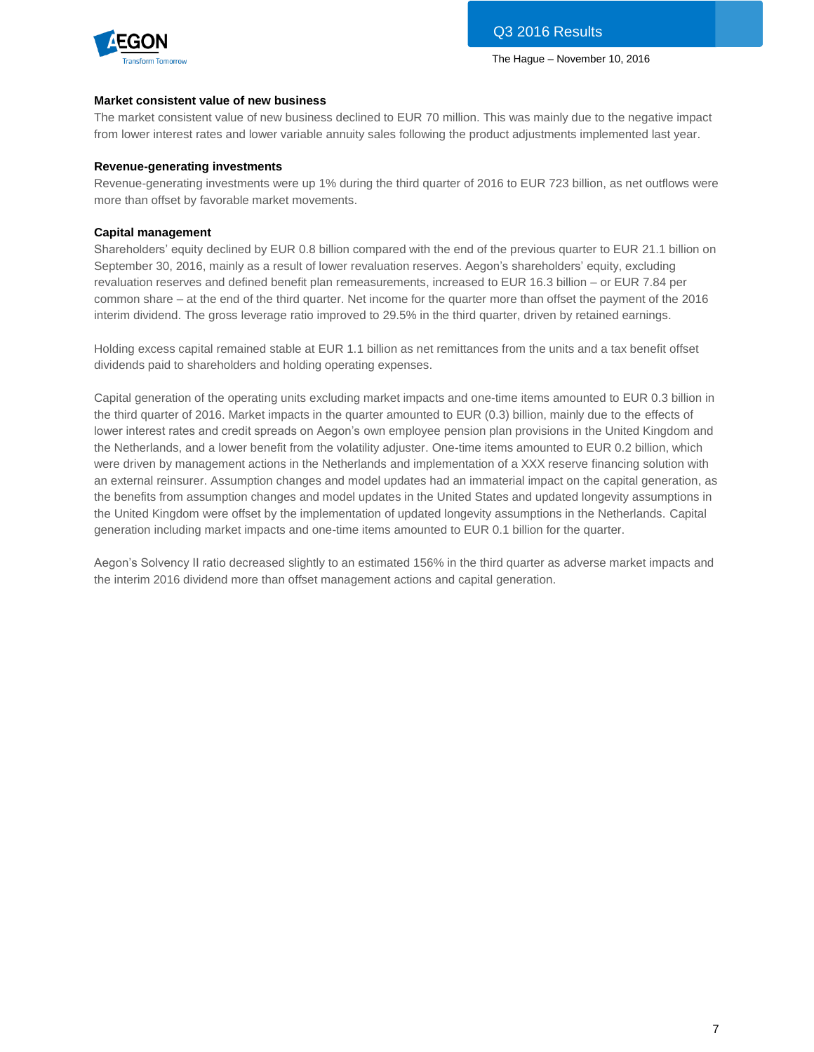**Market consistent value of new business**

The market consistent value of new business declined to EUR 70 million. This was mainly due to the negative impact from lower interest rates and lower variable annuity sales following the product adjustments implemented last year.

**Revenue-generating investments**

Revenue-generating investments were up 1% during the third quarter of 2016 to EUR 723 billion, as net outflows were more than offset by favorable market movements.

**Capital management**

Shareholders' equity declined by EUR 0.8 billion compared with the end of the previous quarter to EUR 21.1 billion on September 30, 2016, mainly as a result of lower revaluation reserves. Aegon's shareholders' equity, excluding revaluation reserves and defined benefit plan remeasurements, increased to EUR 16.3 billion – or EUR 7.84 per common share – at the end of the third quarter. Net income for the quarter more than offset the payment of the 2016 interim dividend. The gross leverage ratio improved to 29.5% in the third quarter, driven by retained earnings.

Holding excess capital remained stable at EUR 1.1 billion as net remittances from the units and a tax benefit offset dividends paid to shareholders and holding operating expenses.

Capital generation of the operating units excluding market impacts and one-time items amounted to EUR 0.3 billion in the third quarter of 2016. Market impacts in the quarter amounted to EUR (0.3) billion, mainly due to the effects of lower interest rates and credit spreads on Aegon's own employee pension plan provisions in the United Kingdom and the Netherlands, and a lower benefit from the volatility adjuster. One-time items amounted to EUR 0.2 billion, which were driven by management actions in the Netherlands and implementation of a XXX reserve financing solution with an external reinsurer. Assumption changes and model updates had an immaterial impact on the capital generation, as the benefits from assumption changes and model updates in the United States and updated longevity assumptions in the United Kingdom were offset by the implementation of updated longevity assumptions in the Netherlands. Capital generation including market impacts and one-time items amounted to EUR 0.1 billion for the quarter.

Aegon's Solvency II ratio decreased slightly to an estimated 156% in the third quarter as adverse market impacts and the interim 2016 dividend more than offset management actions and capital generation.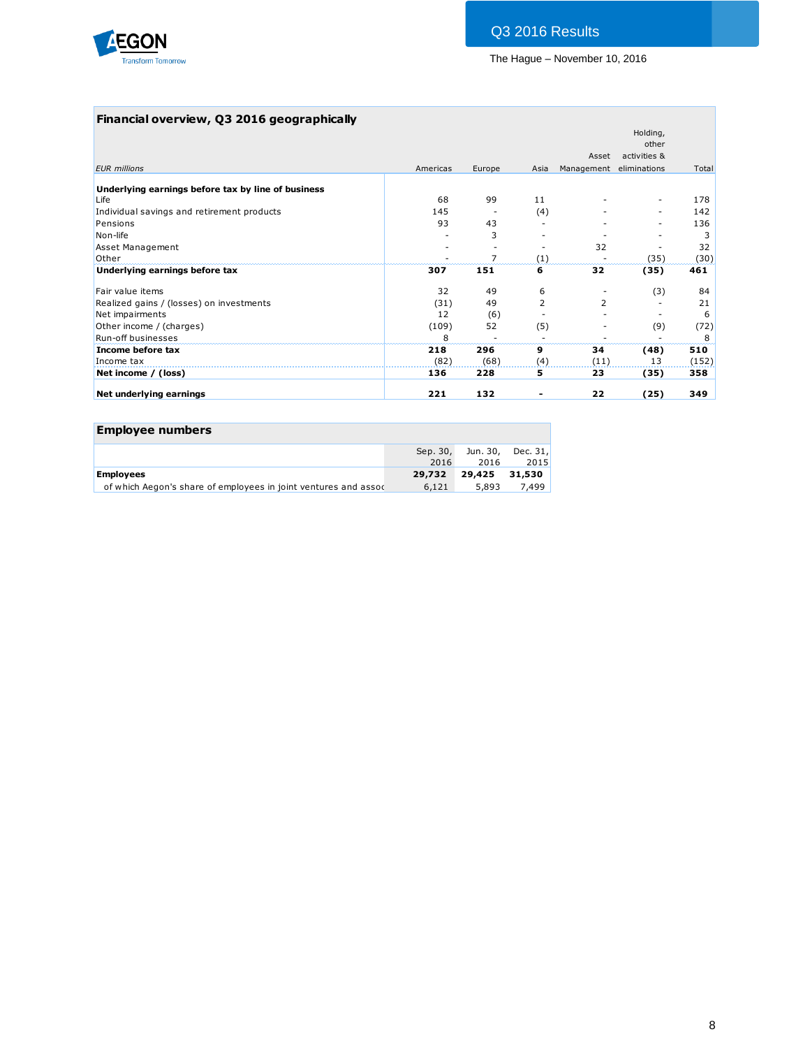## Financial overview, Q3 2016 geographically

| *EUR millions* | Americas | Europe | Asia | Asset Management | Holding, other activities & eliminations | Total |
|---|---|---|---|---|---|---|
| **Underlying earnings before tax by line of business** | | | | | | |
| Life | 68 | 99 | 11 | - | - | 178 |
| Individual savings and retirement products | 145 | - | (4) | - | - | 142 |
| Pensions | 93 | 43 | - | - | - | 136 |
| Non-life | - | 3 | - | - | - | 3 |
| Asset Management | - | - | - | 32 | - | 32 |
| Other | - | 7 | (1) | - | (35) | (30) |
| **Underlying earnings before tax** | **307** | **151** | **6** | **32** | **(35)** | **461** |
| Fair value items | 32 | 49 | 6 | - | (3) | 84 |
| Realized gains / (losses) on investments | (31) | 49 | 2 | 2 | - | 21 |
| Net impairments | 12 | (6) | - | - | - | 6 |
| Other income / (charges) | (109) | 52 | (5) | - | (9) | (72) |
| Run-off businesses | 8 | - | - | - | - | 8 |
| **Income before tax** | **218** | **296** | **9** | **34** | **(48)** | **510** |
| Income tax | (82) | (68) | (4) | (11) | 13 | (152) |
| **Net income / (loss)** | **136** | **228** | **5** | **23** | **(35)** | **358** |
| **Net underlying earnings** | **221** | **132** | **-** | **22** | **(25)** | **349** |

## Employee numbers

| | Sep. 30, 2016 | Jun. 30, 2016 | Dec. 31, 2015 |
|---|---|---|---|
| **Employees** | **29,732** | **29,425** | **31,530** |
| of which Aegon's share of employees in joint ventures and assoc | 6,121 | 5,893 | 7,499 |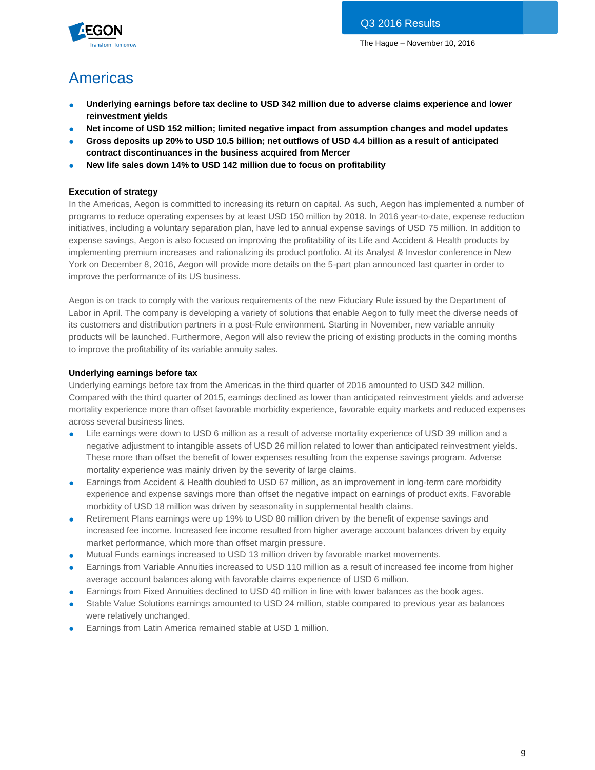# Americas

- **Underlying earnings before tax decline to USD 342 million due to adverse claims experience and lower reinvestment yields**
- **Net income of USD 152 million; limited negative impact from assumption changes and model updates**
- **Gross deposits up 20% to USD 10.5 billion; net outflows of USD 4.4 billion as a result of anticipated contract discontinuances in the business acquired from Mercer**
- **New life sales down 14% to USD 142 million due to focus on profitability**

**Execution of strategy**

In the Americas, Aegon is committed to increasing its return on capital. As such, Aegon has implemented a number of programs to reduce operating expenses by at least USD 150 million by 2018. In 2016 year-to-date, expense reduction initiatives, including a voluntary separation plan, have led to annual expense savings of USD 75 million. In addition to expense savings, Aegon is also focused on improving the profitability of its Life and Accident & Health products by implementing premium increases and rationalizing its product portfolio. At its Analyst & Investor conference in New York on December 8, 2016, Aegon will provide more details on the 5-part plan announced last quarter in order to improve the performance of its US business.

Aegon is on track to comply with the various requirements of the new Fiduciary Rule issued by the Department of Labor in April. The company is developing a variety of solutions that enable Aegon to fully meet the diverse needs of its customers and distribution partners in a post-Rule environment. Starting in November, new variable annuity products will be launched. Furthermore, Aegon will also review the pricing of existing products in the coming months to improve the profitability of its variable annuity sales.

**Underlying earnings before tax**

Underlying earnings before tax from the Americas in the third quarter of 2016 amounted to USD 342 million. Compared with the third quarter of 2015, earnings declined as lower than anticipated reinvestment yields and adverse mortality experience more than offset favorable morbidity experience, favorable equity markets and reduced expenses across several business lines.

- Life earnings were down to USD 6 million as a result of adverse mortality experience of USD 39 million and a negative adjustment to intangible assets of USD 26 million related to lower than anticipated reinvestment yields. These more than offset the benefit of lower expenses resulting from the expense savings program. Adverse mortality experience was mainly driven by the severity of large claims.
- Earnings from Accident & Health doubled to USD 67 million, as an improvement in long-term care morbidity experience and expense savings more than offset the negative impact on earnings of product exits. Favorable morbidity of USD 18 million was driven by seasonality in supplemental health claims.
- Retirement Plans earnings were up 19% to USD 80 million driven by the benefit of expense savings and increased fee income. Increased fee income resulted from higher average account balances driven by equity market performance, which more than offset margin pressure.
- Mutual Funds earnings increased to USD 13 million driven by favorable market movements.
- Earnings from Variable Annuities increased to USD 110 million as a result of increased fee income from higher average account balances along with favorable claims experience of USD 6 million.
- Earnings from Fixed Annuities declined to USD 40 million in line with lower balances as the book ages.
- Stable Value Solutions earnings amounted to USD 24 million, stable compared to previous year as balances were relatively unchanged.
- Earnings from Latin America remained stable at USD 1 million.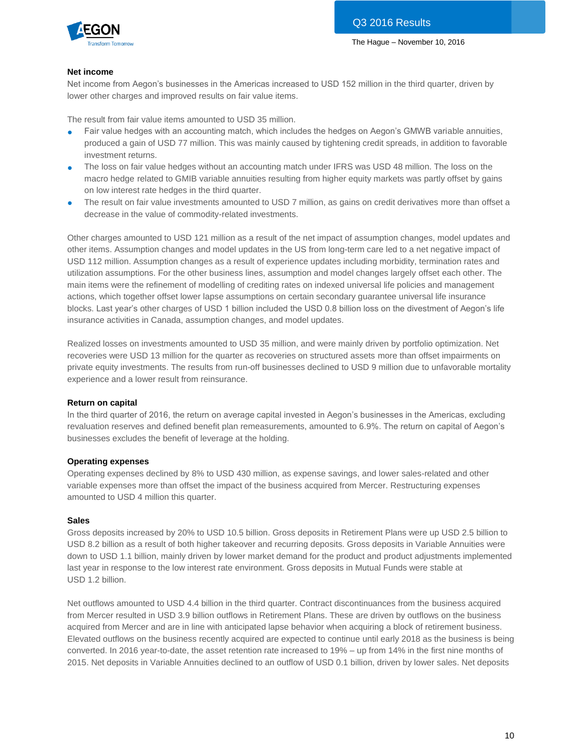### Net income

Net income from Aegon's businesses in the Americas increased to USD 152 million in the third quarter, driven by lower other charges and improved results on fair value items.

The result from fair value items amounted to USD 35 million.

- Fair value hedges with an accounting match, which includes the hedges on Aegon's GMWB variable annuities, produced a gain of USD 77 million. This was mainly caused by tightening credit spreads, in addition to favorable investment returns.
- The loss on fair value hedges without an accounting match under IFRS was USD 48 million. The loss on the macro hedge related to GMIB variable annuities resulting from higher equity markets was partly offset by gains on low interest rate hedges in the third quarter.
- The result on fair value investments amounted to USD 7 million, as gains on credit derivatives more than offset a decrease in the value of commodity-related investments.

Other charges amounted to USD 121 million as a result of the net impact of assumption changes, model updates and other items. Assumption changes and model updates in the US from long-term care led to a net negative impact of USD 112 million. Assumption changes as a result of experience updates including morbidity, termination rates and utilization assumptions. For the other business lines, assumption and model changes largely offset each other. The main items were the refinement of modelling of crediting rates on indexed universal life policies and management actions, which together offset lower lapse assumptions on certain secondary guarantee universal life insurance blocks. Last year's other charges of USD 1 billion included the USD 0.8 billion loss on the divestment of Aegon's life insurance activities in Canada, assumption changes, and model updates.

Realized losses on investments amounted to USD 35 million, and were mainly driven by portfolio optimization. Net recoveries were USD 13 million for the quarter as recoveries on structured assets more than offset impairments on private equity investments. The results from run-off businesses declined to USD 9 million due to unfavorable mortality experience and a lower result from reinsurance.

### Return on capital

In the third quarter of 2016, the return on average capital invested in Aegon's businesses in the Americas, excluding revaluation reserves and defined benefit plan remeasurements, amounted to 6.9%. The return on capital of Aegon's businesses excludes the benefit of leverage at the holding.

### Operating expenses

Operating expenses declined by 8% to USD 430 million, as expense savings, and lower sales-related and other variable expenses more than offset the impact of the business acquired from Mercer. Restructuring expenses amounted to USD 4 million this quarter.

### Sales

Gross deposits increased by 20% to USD 10.5 billion. Gross deposits in Retirement Plans were up USD 2.5 billion to USD 8.2 billion as a result of both higher takeover and recurring deposits. Gross deposits in Variable Annuities were down to USD 1.1 billion, mainly driven by lower market demand for the product and product adjustments implemented last year in response to the low interest rate environment. Gross deposits in Mutual Funds were stable at USD 1.2 billion.

Net outflows amounted to USD 4.4 billion in the third quarter. Contract discontinuances from the business acquired from Mercer resulted in USD 3.9 billion outflows in Retirement Plans. These are driven by outflows on the business acquired from Mercer and are in line with anticipated lapse behavior when acquiring a block of retirement business. Elevated outflows on the business recently acquired are expected to continue until early 2018 as the business is being converted. In 2016 year-to-date, the asset retention rate increased to 19% – up from 14% in the first nine months of 2015. Net deposits in Variable Annuities declined to an outflow of USD 0.1 billion, driven by lower sales. Net deposits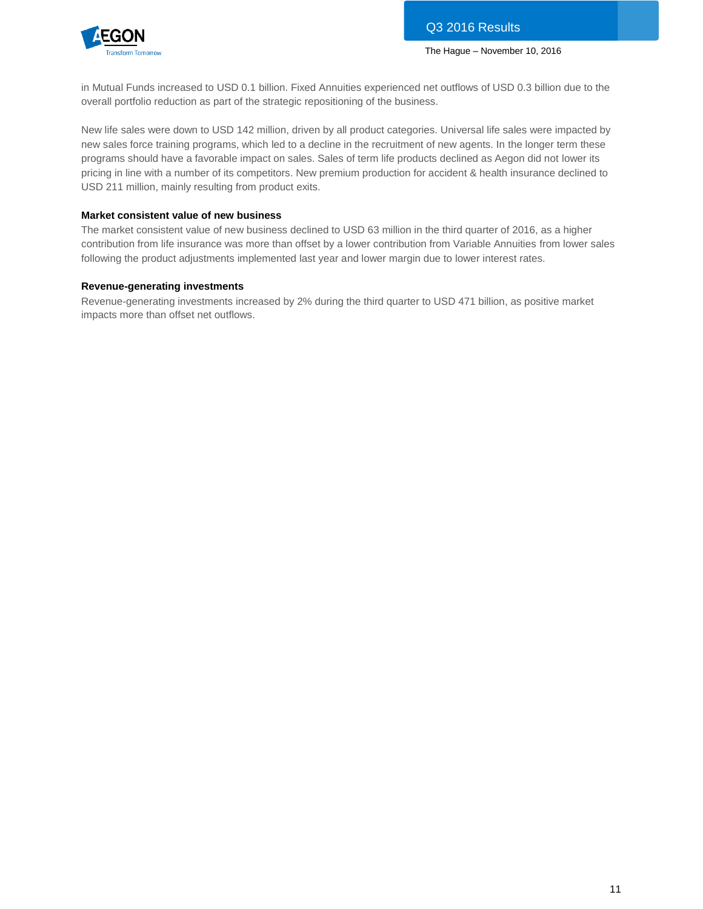in Mutual Funds increased to USD 0.1 billion. Fixed Annuities experienced net outflows of USD 0.3 billion due to the overall portfolio reduction as part of the strategic repositioning of the business.

New life sales were down to USD 142 million, driven by all product categories. Universal life sales were impacted by new sales force training programs, which led to a decline in the recruitment of new agents. In the longer term these programs should have a favorable impact on sales. Sales of term life products declined as Aegon did not lower its pricing in line with a number of its competitors. New premium production for accident & health insurance declined to USD 211 million, mainly resulting from product exits.

**Market consistent value of new business**

The market consistent value of new business declined to USD 63 million in the third quarter of 2016, as a higher contribution from life insurance was more than offset by a lower contribution from Variable Annuities from lower sales following the product adjustments implemented last year and lower margin due to lower interest rates.

**Revenue-generating investments**

Revenue-generating investments increased by 2% during the third quarter to USD 471 billion, as positive market impacts more than offset net outflows.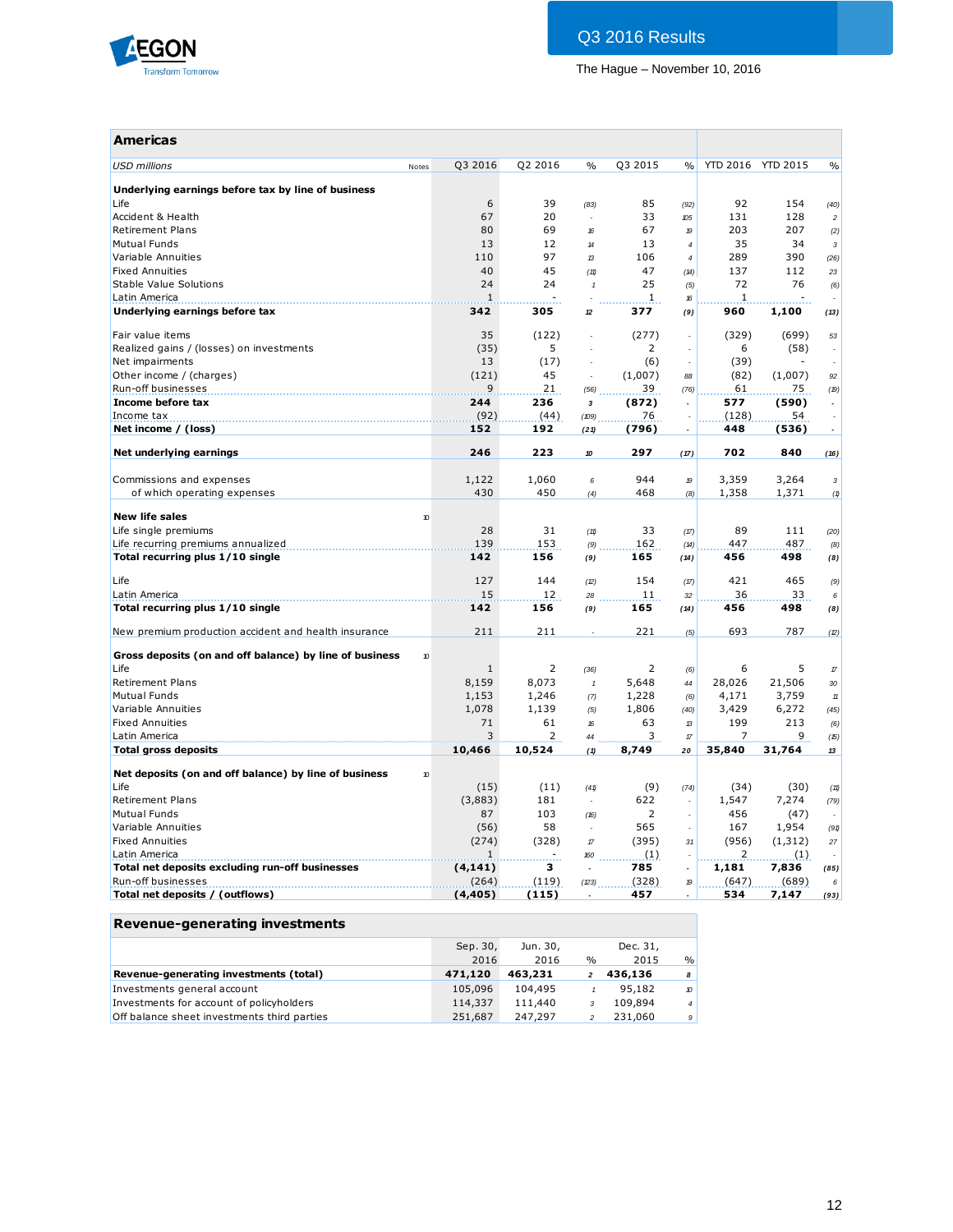## Americas

| USD millions | Notes | Q3 2016 | Q2 2016 | % | Q3 2015 | % | YTD 2016 | YTD 2015 | % |
|---|---|---|---|---|---|---|---|---|---|
| **Underlying earnings before tax by line of business** | | | | | | | | | |
| Life | | 6 | 39 | (83) | 85 | (92) | 92 | 154 | (40) |
| Accident & Health | | 67 | 20 | - | 33 | 105 | 131 | 128 | 2 |
| Retirement Plans | | 80 | 69 | 16 | 67 | 19 | 203 | 207 | (2) |
| Mutual Funds | | 13 | 12 | 14 | 13 | 4 | 35 | 34 | 3 |
| Variable Annuities | | 110 | 97 | 13 | 106 | 4 | 289 | 390 | (26) |
| Fixed Annuities | | 40 | 45 | (11) | 47 | (14) | 137 | 112 | 23 |
| Stable Value Solutions | | 24 | 24 | 1 | 25 | (5) | 72 | 76 | (6) |
| Latin America | | 1 | - | - | 1 | 16 | 1 | - | - |
| **Underlying earnings before tax** | | **342** | **305** | **12** | **377** | **(9)** | **960** | **1,100** | **(13)** |
| | | | | | | | | | |
| Fair value items | | 35 | (122) | - | (277) | - | (329) | (699) | 53 |
| Realized gains / (losses) on investments | | (35) | 5 | - | 2 | - | 6 | (58) | - |
| Net impairments | | 13 | (17) | - | (6) | - | (39) | - | - |
| Other income / (charges) | | (121) | 45 | - | (1,007) | 88 | (82) | (1,007) | 92 |
| Run-off businesses | | 9 | 21 | (56) | 39 | (76) | 61 | 75 | (19) |
| **Income before tax** | | **244** | **236** | **3** | **(872)** | **-** | **577** | **(590)** | **-** |
| Income tax | | (92) | (44) | (109) | 76 | - | (128) | 54 | - |
| **Net income / (loss)** | | **152** | **192** | **(21)** | **(796)** | **-** | **448** | **(536)** | **-** |
| | | | | | | | | | |
| **Net underlying earnings** | | **246** | **223** | **10** | **297** | **(17)** | **702** | **840** | **(16)** |
| | | | | | | | | | |
| Commissions and expenses | | 1,122 | 1,060 | 6 | 944 | 19 | 3,359 | 3,264 | 3 |
| of which operating expenses | | 430 | 450 | (4) | 468 | (8) | 1,358 | 1,371 | (1) |
| | | | | | | | | | |
| **New life sales** | 10 | | | | | | | | |
| Life single premiums | | 28 | 31 | (11) | 33 | (17) | 89 | 111 | (20) |
| Life recurring premiums annualized | | 139 | 153 | (9) | 162 | (14) | 447 | 487 | (8) |
| **Total recurring plus 1/10 single** | | **142** | **156** | **(9)** | **165** | **(14)** | **456** | **498** | **(8)** |
| | | | | | | | | | |
| Life | | 127 | 144 | (12) | 154 | (17) | 421 | 465 | (9) |
| Latin America | | 15 | 12 | 28 | 11 | 32 | 36 | 33 | 6 |
| **Total recurring plus 1/10 single** | | **142** | **156** | **(9)** | **165** | **(14)** | **456** | **498** | **(8)** |
| | | | | | | | | | |
| New premium production accident and health insurance | | 211 | 211 | - | 221 | (5) | 693 | 787 | (12) |
| | | | | | | | | | |
| **Gross deposits (on and off balance) by line of business** | 10 | | | | | | | | |
| Life | | 1 | 2 | (36) | 2 | (6) | 6 | 5 | 17 |
| Retirement Plans | | 8,159 | 8,073 | 1 | 5,648 | 44 | 28,026 | 21,506 | 30 |
| Mutual Funds | | 1,153 | 1,246 | (7) | 1,228 | (6) | 4,171 | 3,759 | 11 |
| Variable Annuities | | 1,078 | 1,139 | (5) | 1,806 | (40) | 3,429 | 6,272 | (45) |
| Fixed Annuities | | 71 | 61 | 16 | 63 | 13 | 199 | 213 | (6) |
| Latin America | | 3 | 2 | 44 | 3 | 17 | 7 | 9 | (15) |
| **Total gross deposits** | | **10,466** | **10,524** | **(1)** | **8,749** | **20** | **35,840** | **31,764** | **13** |
| | | | | | | | | | |
| **Net deposits (on and off balance) by line of business** | 10 | | | | | | | | |
| Life | | (15) | (11) | (41) | (9) | (74) | (34) | (30) | (11) |
| Retirement Plans | | (3,883) | 181 | - | 622 | - | 1,547 | 7,274 | (79) |
| Mutual Funds | | 87 | 103 | (16) | 2 | - | 456 | (47) | - |
| Variable Annuities | | (56) | 58 | - | 565 | - | 167 | 1,954 | (91) |
| Fixed Annuities | | (274) | (328) | 17 | (395) | 31 | (956) | (1,312) | 27 |
| Latin America | | 1 | - | 160 | (1) | - | 2 | (1) | - |
| **Total net deposits excluding run-off businesses** | | **(4,141)** | **3** | **-** | **785** | **-** | **1,181** | **7,836** | **(85)** |
| Run-off businesses | | (264) | (119) | (123) | (328) | 19 | (647) | (689) | 6 |
| **Total net deposits / (outflows)** | | **(4,405)** | **(115)** | **-** | **457** | **-** | **534** | **7,147** | **(93)** |

## Revenue-generating investments

| | Sep. 30, 2016 | Jun. 30, 2016 | % | Dec. 31, 2015 | % |
|---|---|---|---|---|---|
| **Revenue-generating investments (total)** | **471,120** | **463,231** | **2** | **436,136** | **8** |
| Investments general account | 105,096 | 104,495 | 1 | 95,182 | 10 |
| Investments for account of policyholders | 114,337 | 111,440 | 3 | 109,894 | 4 |
| Off balance sheet investments third parties | 251,687 | 247,297 | 2 | 231,060 | 9 |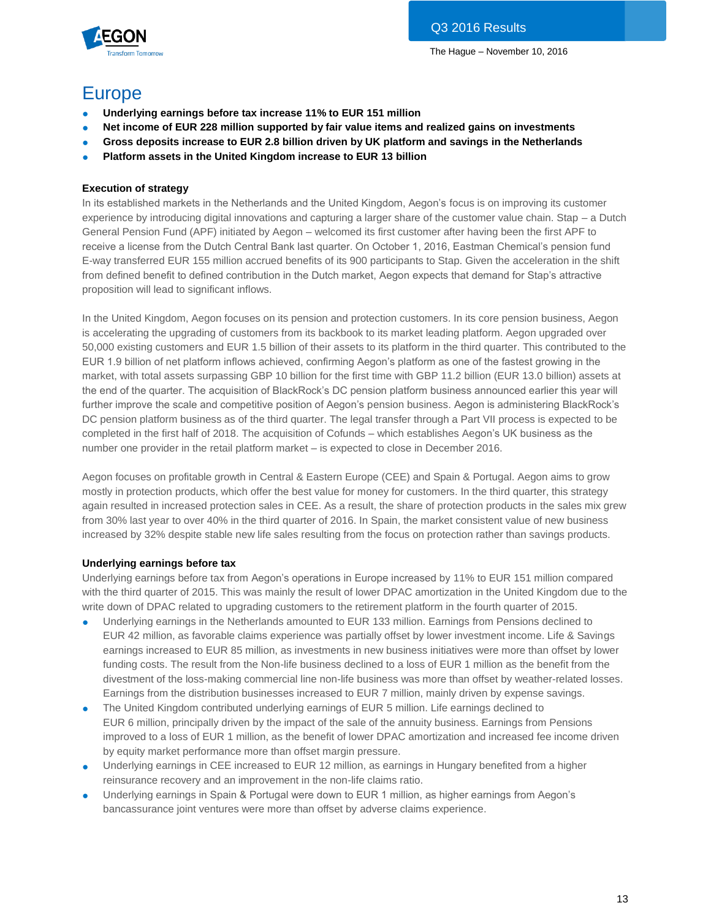# Europe

- **Underlying earnings before tax increase 11% to EUR 151 million**
- **Net income of EUR 228 million supported by fair value items and realized gains on investments**
- **Gross deposits increase to EUR 2.8 billion driven by UK platform and savings in the Netherlands**
- **Platform assets in the United Kingdom increase to EUR 13 billion**

### Execution of strategy

In its established markets in the Netherlands and the United Kingdom, Aegon's focus is on improving its customer experience by introducing digital innovations and capturing a larger share of the customer value chain. Stap – a Dutch General Pension Fund (APF) initiated by Aegon – welcomed its first customer after having been the first APF to receive a license from the Dutch Central Bank last quarter. On October 1, 2016, Eastman Chemical's pension fund E-way transferred EUR 155 million accrued benefits of its 900 participants to Stap. Given the acceleration in the shift from defined benefit to defined contribution in the Dutch market, Aegon expects that demand for Stap's attractive proposition will lead to significant inflows.

In the United Kingdom, Aegon focuses on its pension and protection customers. In its core pension business, Aegon is accelerating the upgrading of customers from its backbook to its market leading platform. Aegon upgraded over 50,000 existing customers and EUR 1.5 billion of their assets to its platform in the third quarter. This contributed to the EUR 1.9 billion of net platform inflows achieved, confirming Aegon's platform as one of the fastest growing in the market, with total assets surpassing GBP 10 billion for the first time with GBP 11.2 billion (EUR 13.0 billion) assets at the end of the quarter. The acquisition of BlackRock's DC pension platform business announced earlier this year will further improve the scale and competitive position of Aegon's pension business. Aegon is administering BlackRock's DC pension platform business as of the third quarter. The legal transfer through a Part VII process is expected to be completed in the first half of 2018. The acquisition of Cofunds – which establishes Aegon's UK business as the number one provider in the retail platform market – is expected to close in December 2016.

Aegon focuses on profitable growth in Central & Eastern Europe (CEE) and Spain & Portugal. Aegon aims to grow mostly in protection products, which offer the best value for money for customers. In the third quarter, this strategy again resulted in increased protection sales in CEE. As a result, the share of protection products in the sales mix grew from 30% last year to over 40% in the third quarter of 2016. In Spain, the market consistent value of new business increased by 32% despite stable new life sales resulting from the focus on protection rather than savings products.

### Underlying earnings before tax

Underlying earnings before tax from Aegon's operations in Europe increased by 11% to EUR 151 million compared with the third quarter of 2015. This was mainly the result of lower DPAC amortization in the United Kingdom due to the write down of DPAC related to upgrading customers to the retirement platform in the fourth quarter of 2015.

- Underlying earnings in the Netherlands amounted to EUR 133 million. Earnings from Pensions declined to EUR 42 million, as favorable claims experience was partially offset by lower investment income. Life & Savings earnings increased to EUR 85 million, as investments in new business initiatives were more than offset by lower funding costs. The result from the Non-life business declined to a loss of EUR 1 million as the benefit from the divestment of the loss-making commercial line non-life business was more than offset by weather-related losses. Earnings from the distribution businesses increased to EUR 7 million, mainly driven by expense savings.
- The United Kingdom contributed underlying earnings of EUR 5 million. Life earnings declined to EUR 6 million, principally driven by the impact of the sale of the annuity business. Earnings from Pensions improved to a loss of EUR 1 million, as the benefit of lower DPAC amortization and increased fee income driven by equity market performance more than offset margin pressure.
- Underlying earnings in CEE increased to EUR 12 million, as earnings in Hungary benefited from a higher reinsurance recovery and an improvement in the non-life claims ratio.
- Underlying earnings in Spain & Portugal were down to EUR 1 million, as higher earnings from Aegon's bancassurance joint ventures were more than offset by adverse claims experience.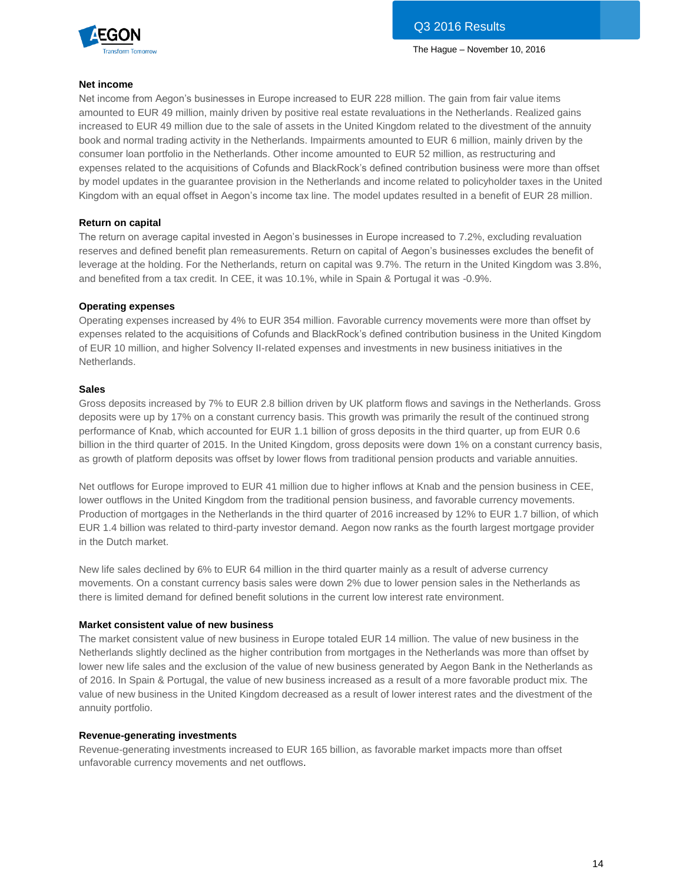### Net income

Net income from Aegon's businesses in Europe increased to EUR 228 million. The gain from fair value items amounted to EUR 49 million, mainly driven by positive real estate revaluations in the Netherlands. Realized gains increased to EUR 49 million due to the sale of assets in the United Kingdom related to the divestment of the annuity book and normal trading activity in the Netherlands. Impairments amounted to EUR 6 million, mainly driven by the consumer loan portfolio in the Netherlands. Other income amounted to EUR 52 million, as restructuring and expenses related to the acquisitions of Cofunds and BlackRock's defined contribution business were more than offset by model updates in the guarantee provision in the Netherlands and income related to policyholder taxes in the United Kingdom with an equal offset in Aegon's income tax line. The model updates resulted in a benefit of EUR 28 million.

### Return on capital

The return on average capital invested in Aegon's businesses in Europe increased to 7.2%, excluding revaluation reserves and defined benefit plan remeasurements. Return on capital of Aegon's businesses excludes the benefit of leverage at the holding. For the Netherlands, return on capital was 9.7%. The return in the United Kingdom was 3.8%, and benefited from a tax credit. In CEE, it was 10.1%, while in Spain & Portugal it was -0.9%.

### Operating expenses

Operating expenses increased by 4% to EUR 354 million. Favorable currency movements were more than offset by expenses related to the acquisitions of Cofunds and BlackRock's defined contribution business in the United Kingdom of EUR 10 million, and higher Solvency II-related expenses and investments in new business initiatives in the Netherlands.

### Sales

Gross deposits increased by 7% to EUR 2.8 billion driven by UK platform flows and savings in the Netherlands. Gross deposits were up by 17% on a constant currency basis. This growth was primarily the result of the continued strong performance of Knab, which accounted for EUR 1.1 billion of gross deposits in the third quarter, up from EUR 0.6 billion in the third quarter of 2015. In the United Kingdom, gross deposits were down 1% on a constant currency basis, as growth of platform deposits was offset by lower flows from traditional pension products and variable annuities.

Net outflows for Europe improved to EUR 41 million due to higher inflows at Knab and the pension business in CEE, lower outflows in the United Kingdom from the traditional pension business, and favorable currency movements. Production of mortgages in the Netherlands in the third quarter of 2016 increased by 12% to EUR 1.7 billion, of which EUR 1.4 billion was related to third-party investor demand. Aegon now ranks as the fourth largest mortgage provider in the Dutch market.

New life sales declined by 6% to EUR 64 million in the third quarter mainly as a result of adverse currency movements. On a constant currency basis sales were down 2% due to lower pension sales in the Netherlands as there is limited demand for defined benefit solutions in the current low interest rate environment.

### Market consistent value of new business

The market consistent value of new business in Europe totaled EUR 14 million. The value of new business in the Netherlands slightly declined as the higher contribution from mortgages in the Netherlands was more than offset by lower new life sales and the exclusion of the value of new business generated by Aegon Bank in the Netherlands as of 2016. In Spain & Portugal, the value of new business increased as a result of a more favorable product mix. The value of new business in the United Kingdom decreased as a result of lower interest rates and the divestment of the annuity portfolio.

### Revenue-generating investments

Revenue-generating investments increased to EUR 165 billion, as favorable market impacts more than offset unfavorable currency movements and net outflows.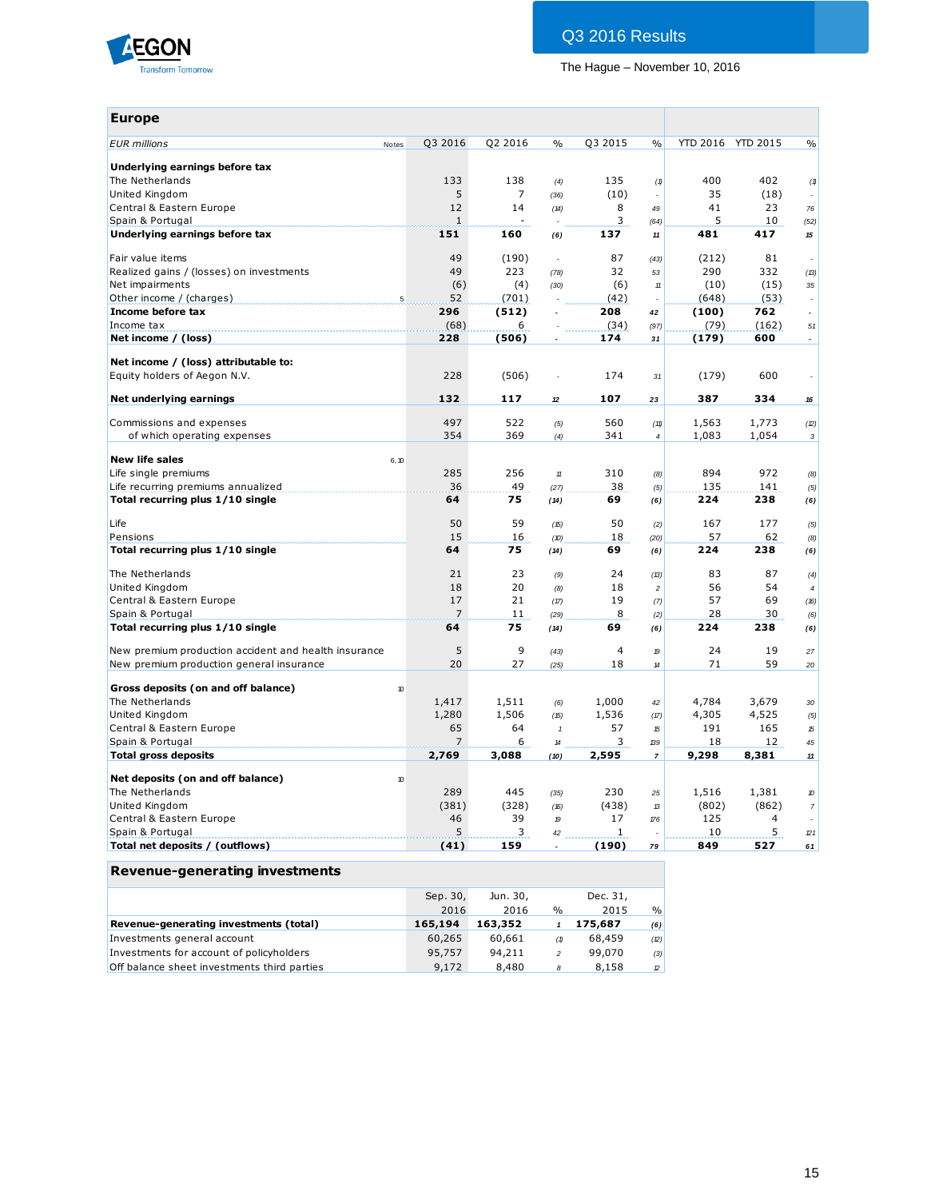## Europe

| EUR millions | Notes | Q3 2016 | Q2 2016 | % | Q3 2015 | % | YTD 2016 | YTD 2015 | % |
|---|---|---|---|---|---|---|---|---|---|
| **Underlying earnings before tax** | | | | | | | | | |
| The Netherlands | | 133 | 138 | (4) | 135 | (1) | 400 | 402 | (1) |
| United Kingdom | | 5 | 7 | (36) | (10) | - | 35 | (18) | - |
| Central & Eastern Europe | | 12 | 14 | (14) | 8 | 49 | 41 | 23 | 76 |
| Spain & Portugal | | 1 | - | - | 3 | (64) | 5 | 10 | (52) |
| **Underlying earnings before tax** | | **151** | **160** | **(6)** | **137** | **11** | **481** | **417** | **15** |
| Fair value items | | 49 | (190) | - | 87 | (43) | (212) | 81 | - |
| Realized gains / (losses) on investments | | 49 | 223 | (78) | 32 | 53 | 290 | 332 | (13) |
| Net impairments | | (6) | (4) | (30) | (6) | 11 | (10) | (15) | 35 |
| Other income / (charges) | 5 | 52 | (701) | - | (42) | - | (648) | (53) | - |
| **Income before tax** | | **296** | **(512)** | **-** | **208** | **42** | **(100)** | **762** | **-** |
| Income tax | | (68) | 6 | - | (34) | (97) | (79) | (162) | 51 |
| **Net income / (loss)** | | **228** | **(506)** | **-** | **174** | **31** | **(179)** | **600** | **-** |
| **Net income / (loss) attributable to:** | | | | | | | | | |
| Equity holders of Aegon N.V. | | 228 | (506) | - | 174 | 31 | (179) | 600 | - |
| **Net underlying earnings** | | **132** | **117** | **12** | **107** | **23** | **387** | **334** | **16** |
| Commissions and expenses | | 497 | 522 | (5) | 560 | (11) | 1,563 | 1,773 | (12) |
| of which operating expenses | | 354 | 369 | (4) | 341 | 4 | 1,083 | 1,054 | 3 |
| **New life sales** | 6, 10 | | | | | | | | |
| Life single premiums | | 285 | 256 | 11 | 310 | (8) | 894 | 972 | (8) |
| Life recurring premiums annualized | | 36 | 49 | (27) | 38 | (5) | 135 | 141 | (5) |
| **Total recurring plus 1/10 single** | | **64** | **75** | **(14)** | **69** | **(6)** | **224** | **238** | **(6)** |
| Life | | 50 | 59 | (15) | 50 | (2) | 167 | 177 | (5) |
| Pensions | | 15 | 16 | (10) | 18 | (20) | 57 | 62 | (8) |
| **Total recurring plus 1/10 single** | | **64** | **75** | **(14)** | **69** | **(6)** | **224** | **238** | **(6)** |
| The Netherlands | | 21 | 23 | (9) | 24 | (13) | 83 | 87 | (4) |
| United Kingdom | | 18 | 20 | (8) | 18 | 2 | 56 | 54 | 4 |
| Central & Eastern Europe | | 17 | 21 | (17) | 19 | (7) | 57 | 69 | (18) |
| Spain & Portugal | | 7 | 11 | (29) | 8 | (2) | 28 | 30 | (6) |
| **Total recurring plus 1/10 single** | | **64** | **75** | **(14)** | **69** | **(6)** | **224** | **238** | **(6)** |
| New premium production accident and health insurance | | 5 | 9 | (43) | 4 | 19 | 24 | 19 | 27 |
| New premium production general insurance | | 20 | 27 | (25) | 18 | 14 | 71 | 59 | 20 |
| **Gross deposits (on and off balance)** | 10 | | | | | | | | |
| The Netherlands | | 1,417 | 1,511 | (6) | 1,000 | 42 | 4,784 | 3,679 | 30 |
| United Kingdom | | 1,280 | 1,506 | (15) | 1,536 | (17) | 4,305 | 4,525 | (5) |
| Central & Eastern Europe | | 65 | 64 | 1 | 57 | 15 | 191 | 165 | 15 |
| Spain & Portugal | | 7 | 6 | 14 | 3 | 139 | 18 | 12 | 45 |
| **Total gross deposits** | | **2,769** | **3,088** | **(10)** | **2,595** | **7** | **9,298** | **8,381** | **11** |
| **Net deposits (on and off balance)** | 10 | | | | | | | | |
| The Netherlands | | 289 | 445 | (35) | 230 | 25 | 1,516 | 1,381 | 10 |
| United Kingdom | | (381) | (328) | (16) | (438) | 13 | (802) | (862) | 7 |
| Central & Eastern Europe | | 46 | 39 | 19 | 17 | 176 | 125 | 4 | - |
| Spain & Portugal | | 5 | 3 | 42 | 1 | - | 10 | 5 | 121 |
| **Total net deposits / (outflows)** | | **(41)** | **159** | **-** | **(190)** | **79** | **849** | **527** | **61** |

## Revenue-generating investments

| | Sep. 30, 2016 | Jun. 30, 2016 | % | Dec. 31, 2015 | % |
|---|---|---|---|---|---|
| **Revenue-generating investments (total)** | **165,194** | **163,352** | **1** | **175,687** | **(6)** |
| Investments general account | 60,265 | 60,661 | (1) | 68,459 | (12) |
| Investments for account of policyholders | 95,757 | 94,211 | 2 | 99,070 | (3) |
| Off balance sheet investments third parties | 9,172 | 8,480 | 8 | 8,158 | 12 |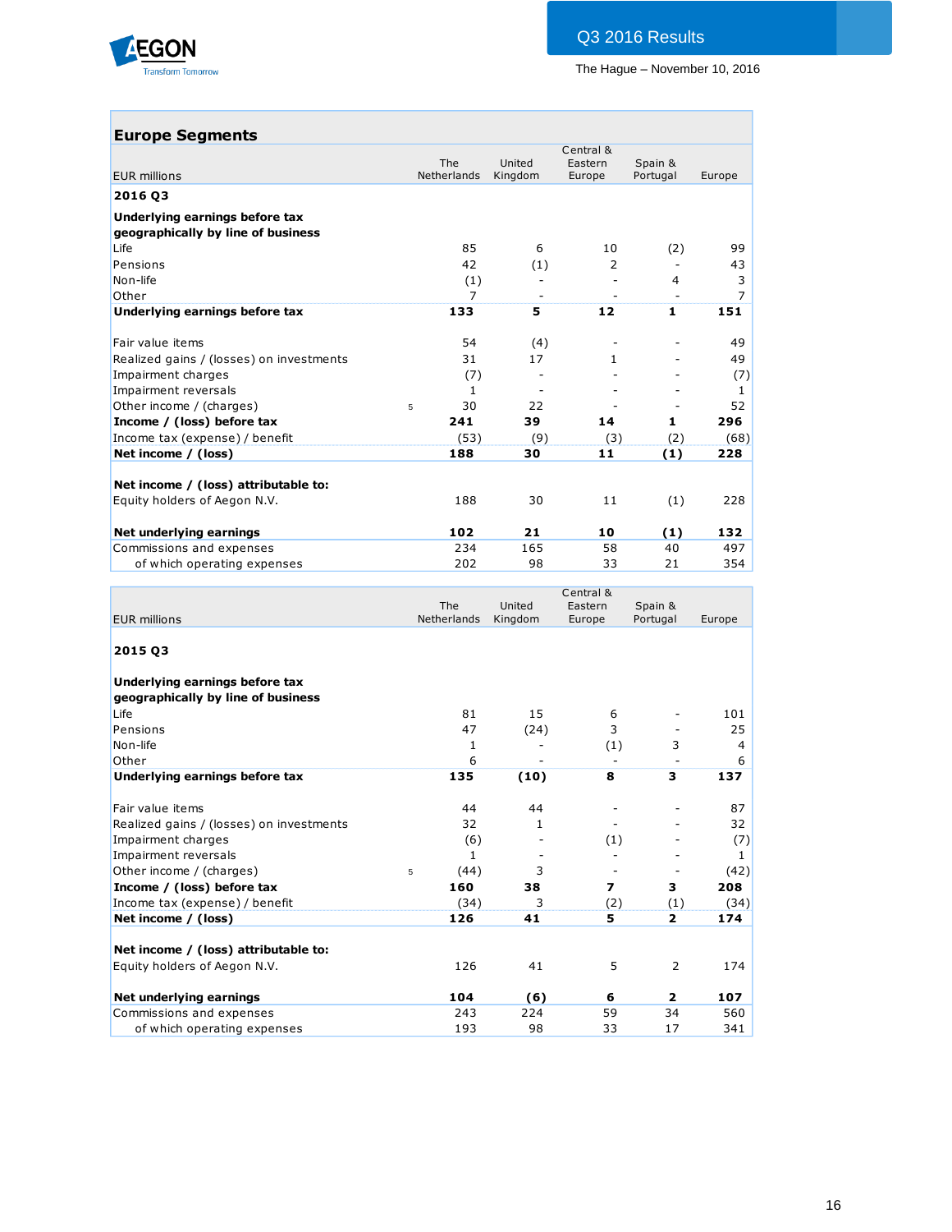## Europe Segments

| EUR millions | | The Netherlands | United Kingdom | Central & Eastern Europe | Spain & Portugal | Europe |
|---|---|---|---|---|---|---|
| **2016 Q3** | | | | | | |
| **Underlying earnings before tax geographically by line of business** | | | | | | |
| Life | | 85 | 6 | 10 | (2) | 99 |
| Pensions | | 42 | (1) | 2 | - | 43 |
| Non-life | | (1) | - | - | 4 | 3 |
| Other | | 7 | - | - | - | 7 |
| **Underlying earnings before tax** | | **133** | **5** | **12** | **1** | **151** |
| | | | | | | |
| Fair value items | | 54 | (4) | - | - | 49 |
| Realized gains / (losses) on investments | | 31 | 17 | 1 | - | 49 |
| Impairment charges | | (7) | - | - | - | (7) |
| Impairment reversals | | 1 | - | - | - | 1 |
| Other income / (charges) | 5 | 30 | 22 | - | - | 52 |
| **Income / (loss) before tax** | | **241** | **39** | **14** | **1** | **296** |
| Income tax (expense) / benefit | | (53) | (9) | (3) | (2) | (68) |
| **Net income / (loss)** | | **188** | **30** | **11** | **(1)** | **228** |
| | | | | | | |
| **Net income / (loss) attributable to:** | | | | | | |
| Equity holders of Aegon N.V. | | 188 | 30 | 11 | (1) | 228 |
| | | | | | | |
| **Net underlying earnings** | | **102** | **21** | **10** | **(1)** | **132** |
| Commissions and expenses | | 234 | 165 | 58 | 40 | 497 |
| of which operating expenses | | 202 | 98 | 33 | 21 | 354 |

| EUR millions | | The Netherlands | United Kingdom | Central & Eastern Europe | Spain & Portugal | Europe |
|---|---|---|---|---|---|---|
| **2015 Q3** | | | | | | |
| **Underlying earnings before tax geographically by line of business** | | | | | | |
| Life | | 81 | 15 | 6 | - | 101 |
| Pensions | | 47 | (24) | 3 | - | 25 |
| Non-life | | 1 | - | (1) | 3 | 4 |
| Other | | 6 | - | - | - | 6 |
| **Underlying earnings before tax** | | **135** | **(10)** | **8** | **3** | **137** |
| | | | | | | |
| Fair value items | | 44 | 44 | - | - | 87 |
| Realized gains / (losses) on investments | | 32 | 1 | - | - | 32 |
| Impairment charges | | (6) | - | (1) | - | (7) |
| Impairment reversals | | 1 | - | - | - | 1 |
| Other income / (charges) | 5 | (44) | 3 | - | - | (42) |
| **Income / (loss) before tax** | | **160** | **38** | **7** | **3** | **208** |
| Income tax (expense) / benefit | | (34) | 3 | (2) | (1) | (34) |
| **Net income / (loss)** | | **126** | **41** | **5** | **2** | **174** |
| | | | | | | |
| **Net income / (loss) attributable to:** | | | | | | |
| Equity holders of Aegon N.V. | | 126 | 41 | 5 | 2 | 174 |
| | | | | | | |
| **Net underlying earnings** | | **104** | **(6)** | **6** | **2** | **107** |
| Commissions and expenses | | 243 | 224 | 59 | 34 | 560 |
| of which operating expenses | | 193 | 98 | 33 | 17 | 341 |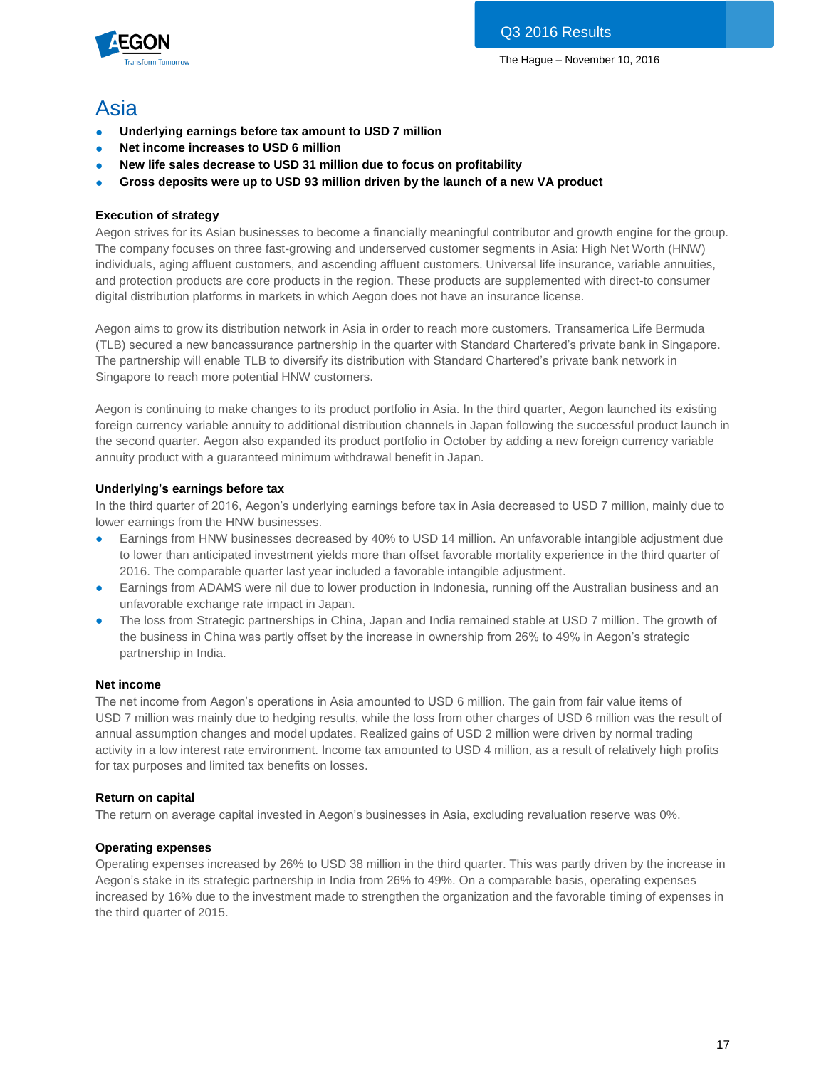# Asia

- **Underlying earnings before tax amount to USD 7 million**
- **Net income increases to USD 6 million**
- **New life sales decrease to USD 31 million due to focus on profitability**
- **Gross deposits were up to USD 93 million driven by the launch of a new VA product**

### Execution of strategy

Aegon strives for its Asian businesses to become a financially meaningful contributor and growth engine for the group. The company focuses on three fast-growing and underserved customer segments in Asia: High Net Worth (HNW) individuals, aging affluent customers, and ascending affluent customers. Universal life insurance, variable annuities, and protection products are core products in the region. These products are supplemented with direct-to consumer digital distribution platforms in markets in which Aegon does not have an insurance license.

Aegon aims to grow its distribution network in Asia in order to reach more customers. Transamerica Life Bermuda (TLB) secured a new bancassurance partnership in the quarter with Standard Chartered's private bank in Singapore. The partnership will enable TLB to diversify its distribution with Standard Chartered's private bank network in Singapore to reach more potential HNW customers.

Aegon is continuing to make changes to its product portfolio in Asia. In the third quarter, Aegon launched its existing foreign currency variable annuity to additional distribution channels in Japan following the successful product launch in the second quarter. Aegon also expanded its product portfolio in October by adding a new foreign currency variable annuity product with a guaranteed minimum withdrawal benefit in Japan.

### Underlying's earnings before tax

In the third quarter of 2016, Aegon's underlying earnings before tax in Asia decreased to USD 7 million, mainly due to lower earnings from the HNW businesses.

- Earnings from HNW businesses decreased by 40% to USD 14 million. An unfavorable intangible adjustment due to lower than anticipated investment yields more than offset favorable mortality experience in the third quarter of 2016. The comparable quarter last year included a favorable intangible adjustment.
- Earnings from ADAMS were nil due to lower production in Indonesia, running off the Australian business and an unfavorable exchange rate impact in Japan.
- The loss from Strategic partnerships in China, Japan and India remained stable at USD 7 million. The growth of the business in China was partly offset by the increase in ownership from 26% to 49% in Aegon's strategic partnership in India.

### Net income

The net income from Aegon's operations in Asia amounted to USD 6 million. The gain from fair value items of USD 7 million was mainly due to hedging results, while the loss from other charges of USD 6 million was the result of annual assumption changes and model updates. Realized gains of USD 2 million were driven by normal trading activity in a low interest rate environment. Income tax amounted to USD 4 million, as a result of relatively high profits for tax purposes and limited tax benefits on losses.

### Return on capital

The return on average capital invested in Aegon's businesses in Asia, excluding revaluation reserve was 0%.

### Operating expenses

Operating expenses increased by 26% to USD 38 million in the third quarter. This was partly driven by the increase in Aegon's stake in its strategic partnership in India from 26% to 49%. On a comparable basis, operating expenses increased by 16% due to the investment made to strengthen the organization and the favorable timing of expenses in the third quarter of 2015.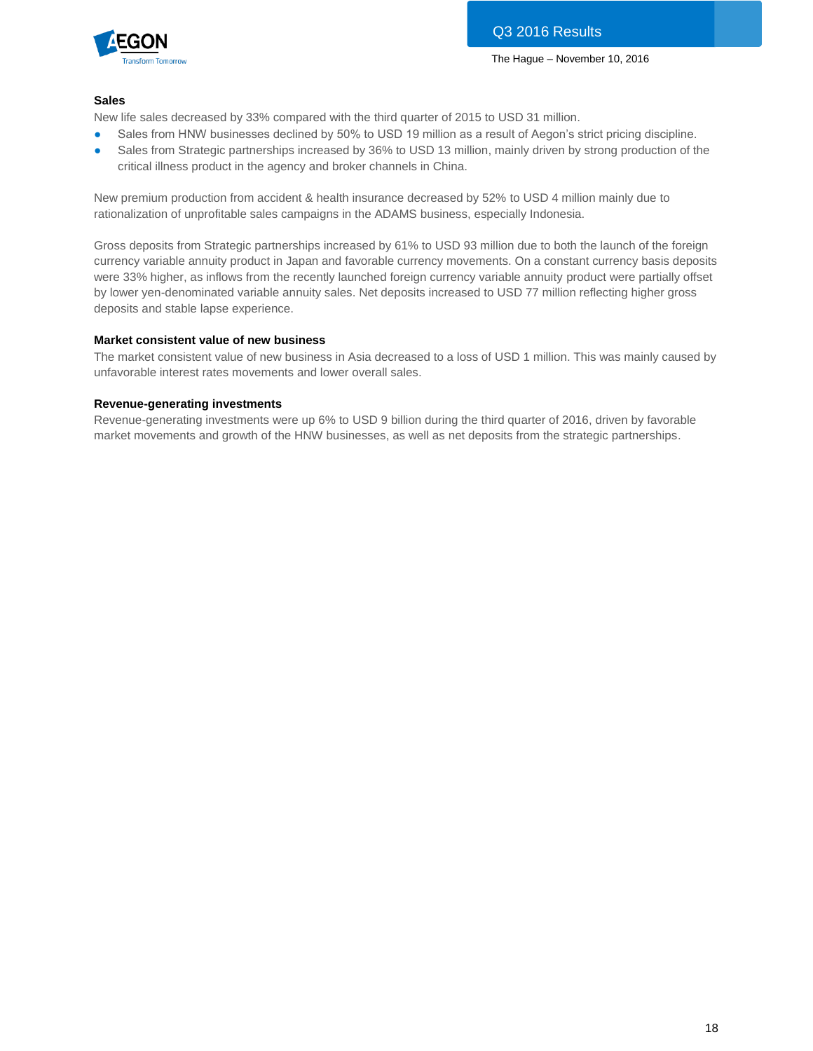**Sales**

New life sales decreased by 33% compared with the third quarter of 2015 to USD 31 million.

- Sales from HNW businesses declined by 50% to USD 19 million as a result of Aegon's strict pricing discipline.
- Sales from Strategic partnerships increased by 36% to USD 13 million, mainly driven by strong production of the critical illness product in the agency and broker channels in China.

New premium production from accident & health insurance decreased by 52% to USD 4 million mainly due to rationalization of unprofitable sales campaigns in the ADAMS business, especially Indonesia.

Gross deposits from Strategic partnerships increased by 61% to USD 93 million due to both the launch of the foreign currency variable annuity product in Japan and favorable currency movements. On a constant currency basis deposits were 33% higher, as inflows from the recently launched foreign currency variable annuity product were partially offset by lower yen-denominated variable annuity sales. Net deposits increased to USD 77 million reflecting higher gross deposits and stable lapse experience.

**Market consistent value of new business**

The market consistent value of new business in Asia decreased to a loss of USD 1 million. This was mainly caused by unfavorable interest rates movements and lower overall sales.

**Revenue-generating investments**

Revenue-generating investments were up 6% to USD 9 billion during the third quarter of 2016, driven by favorable market movements and growth of the HNW businesses, as well as net deposits from the strategic partnerships.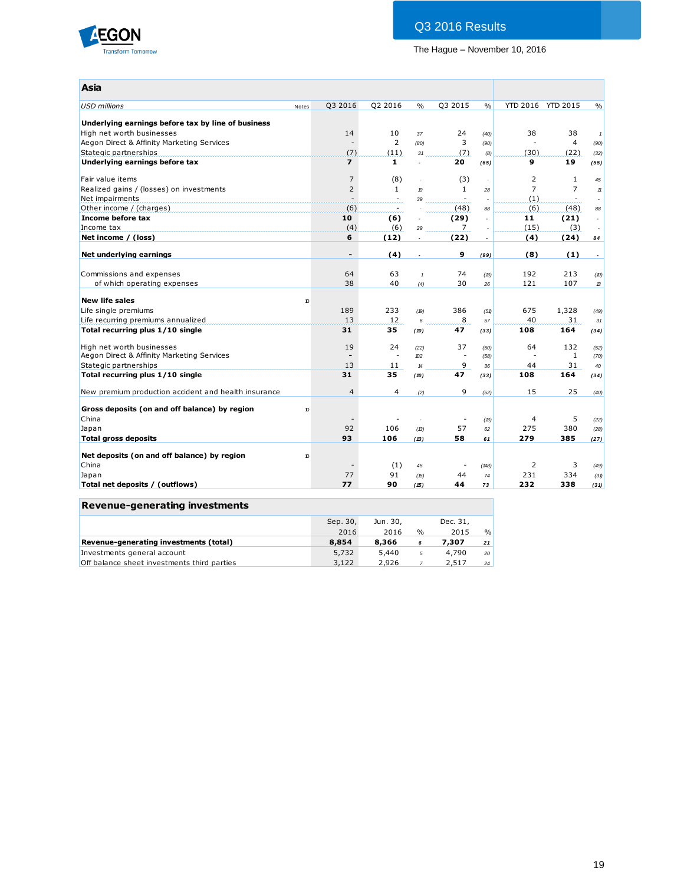Q3 2016 Results

The Hague – November 10, 2016

## Asia

| USD millions | Notes | Q3 2016 | Q2 2016 | % | Q3 2015 | % | YTD 2016 | YTD 2015 | % |
|---|---|---|---|---|---|---|---|---|---|
| **Underlying earnings before tax by line of business** | | | | | | | | | |
| High net worth businesses | | 14 | 10 | 37 | 24 | (40) | 38 | 38 | 1 |
| Aegon Direct & Affinity Marketing Services | | - | 2 | (80) | 3 | (90) | - | 4 | (90) |
| Stategic partnerships | | (7) | (11) | 31 | (7) | (8) | (30) | (22) | (32) |
| **Underlying earnings before tax** | | **7** | **1** | - | **20** | **(65)** | **9** | **19** | **(55)** |
| | | | | | | | | | |
| Fair value items | | 7 | (8) | - | (3) | - | 2 | 1 | 45 |
| Realized gains / (losses) on investments | | 2 | 1 | 19 | 1 | 28 | 7 | 7 | 11 |
| Net impairments | | - | - | 39 | - | - | (1) | - | - |
| Other income / (charges) | | (6) | - | - | (48) | 88 | (6) | (48) | 88 |
| **Income before tax** | | **10** | **(6)** | - | **(29)** | - | **11** | **(21)** | - |
| Income tax | | (4) | (6) | 29 | 7 | - | (15) | (3) | - |
| **Net income / (loss)** | | **6** | **(12)** | - | **(22)** | - | **(4)** | **(24)** | **84** |
| | | | | | | | | | |
| **Net underlying earnings** | | **-** | **(4)** | - | **9** | **(99)** | **(8)** | **(1)** | - |
| | | | | | | | | | |
| Commissions and expenses | | 64 | 63 | 1 | 74 | (13) | 192 | 213 | (10) |
| of which operating expenses | | 38 | 40 | (4) | 30 | 26 | 121 | 107 | 13 |
| | | | | | | | | | |
| **New life sales** | 10 | | | | | | | | |
| Life single premiums | | 189 | 233 | (19) | 386 | (51) | 675 | 1,328 | (49) |
| Life recurring premiums annualized | | 13 | 12 | 6 | 8 | 57 | 40 | 31 | 31 |
| **Total recurring plus 1/10 single** | | **31** | **35** | **(10)** | **47** | **(33)** | **108** | **164** | **(34)** |
| | | | | | | | | | |
| High net worth businesses | | 19 | 24 | (22) | 37 | (50) | 64 | 132 | (52) |
| Aegon Direct & Affinity Marketing Services | | - | - | 102 | - | (58) | - | 1 | (70) |
| Stategic partnerships | | 13 | 11 | 14 | 9 | 36 | 44 | 31 | 40 |
| **Total recurring plus 1/10 single** | | **31** | **35** | **(10)** | **47** | **(33)** | **108** | **164** | **(34)** |
| | | | | | | | | | |
| New premium production accident and health insurance | | 4 | 4 | (2) | 9 | (52) | 15 | 25 | (40) |
| | | | | | | | | | |
| **Gross deposits (on and off balance) by region** | 10 | | | | | | | | |
| China | | - | - | - | - | (13) | 4 | 5 | (22) |
| Japan | | 92 | 106 | (13) | 57 | 62 | 275 | 380 | (28) |
| **Total gross deposits** | | **93** | **106** | **(13)** | **58** | **61** | **279** | **385** | **(27)** |
| | | | | | | | | | |
| **Net deposits (on and off balance) by region** | 10 | | | | | | | | |
| China | | - | (1) | 45 | - | (148) | 2 | 3 | (49) |
| Japan | | 77 | 91 | (15) | 44 | 74 | 231 | 334 | (31) |
| **Total net deposits / (outflows)** | | **77** | **90** | **(15)** | **44** | **73** | **232** | **338** | **(31)** |

## Revenue-generating investments

| | Sep. 30, 2016 | Jun. 30, 2016 | % | Dec. 31, 2015 | % |
|---|---|---|---|---|---|
| **Revenue-generating investments (total)** | **8,854** | **8,366** | **6** | **7,307** | **21** |
| Investments general account | 5,732 | 5,440 | 5 | 4,790 | 20 |
| Off balance sheet investments third parties | 3,122 | 2,926 | 7 | 2,517 | 24 |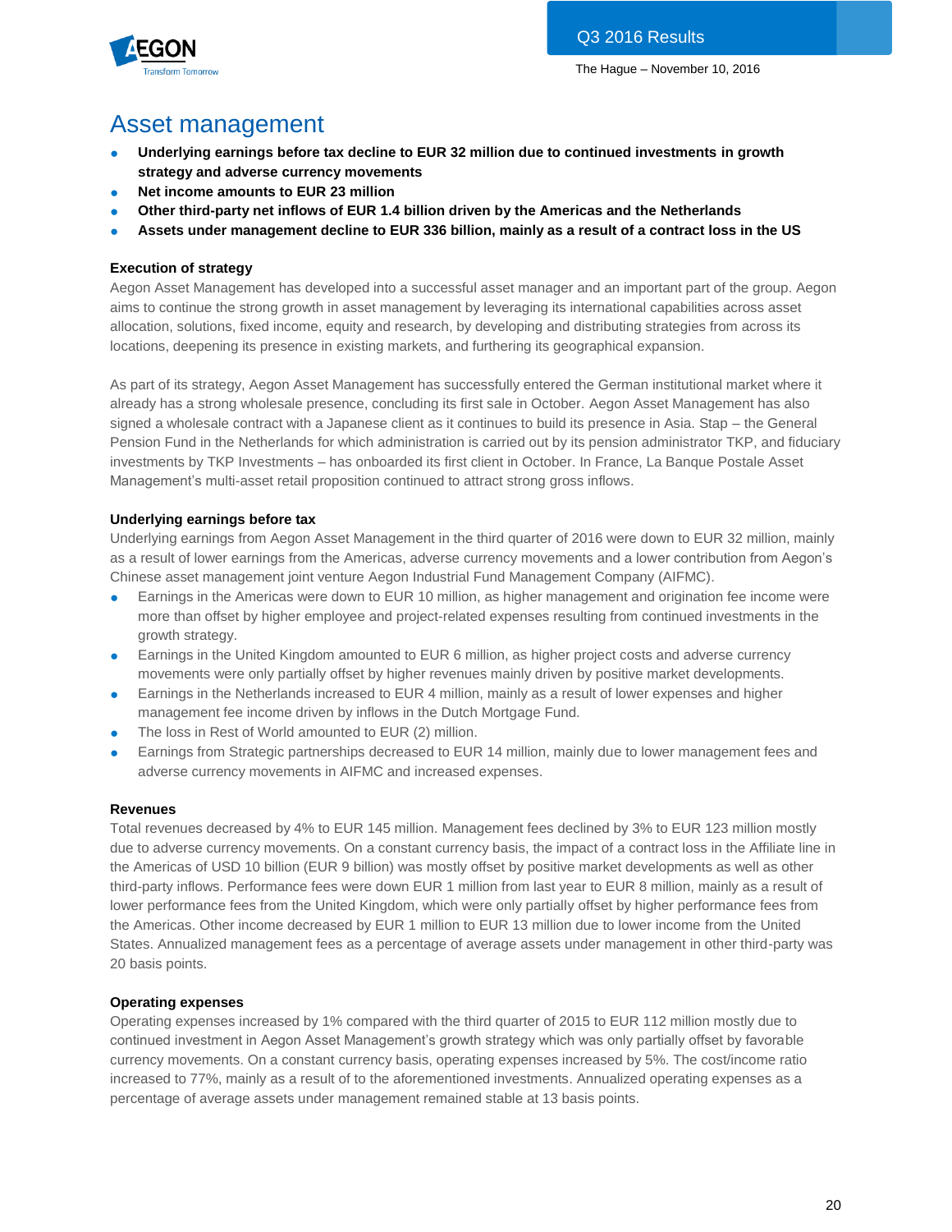# Asset management

- **Underlying earnings before tax decline to EUR 32 million due to continued investments in growth strategy and adverse currency movements**
- **Net income amounts to EUR 23 million**
- **Other third-party net inflows of EUR 1.4 billion driven by the Americas and the Netherlands**
- **Assets under management decline to EUR 336 billion, mainly as a result of a contract loss in the US**

### Execution of strategy

Aegon Asset Management has developed into a successful asset manager and an important part of the group. Aegon aims to continue the strong growth in asset management by leveraging its international capabilities across asset allocation, solutions, fixed income, equity and research, by developing and distributing strategies from across its locations, deepening its presence in existing markets, and furthering its geographical expansion.

As part of its strategy, Aegon Asset Management has successfully entered the German institutional market where it already has a strong wholesale presence, concluding its first sale in October. Aegon Asset Management has also signed a wholesale contract with a Japanese client as it continues to build its presence in Asia. Stap – the General Pension Fund in the Netherlands for which administration is carried out by its pension administrator TKP, and fiduciary investments by TKP Investments – has onboarded its first client in October. In France, La Banque Postale Asset Management's multi-asset retail proposition continued to attract strong gross inflows.

### Underlying earnings before tax

Underlying earnings from Aegon Asset Management in the third quarter of 2016 were down to EUR 32 million, mainly as a result of lower earnings from the Americas, adverse currency movements and a lower contribution from Aegon's Chinese asset management joint venture Aegon Industrial Fund Management Company (AIFMC).

- Earnings in the Americas were down to EUR 10 million, as higher management and origination fee income were more than offset by higher employee and project-related expenses resulting from continued investments in the growth strategy.
- Earnings in the United Kingdom amounted to EUR 6 million, as higher project costs and adverse currency movements were only partially offset by higher revenues mainly driven by positive market developments.
- Earnings in the Netherlands increased to EUR 4 million, mainly as a result of lower expenses and higher management fee income driven by inflows in the Dutch Mortgage Fund.
- The loss in Rest of World amounted to EUR (2) million.
- Earnings from Strategic partnerships decreased to EUR 14 million, mainly due to lower management fees and adverse currency movements in AIFMC and increased expenses.

### Revenues

Total revenues decreased by 4% to EUR 145 million. Management fees declined by 3% to EUR 123 million mostly due to adverse currency movements. On a constant currency basis, the impact of a contract loss in the Affiliate line in the Americas of USD 10 billion (EUR 9 billion) was mostly offset by positive market developments as well as other third-party inflows. Performance fees were down EUR 1 million from last year to EUR 8 million, mainly as a result of lower performance fees from the United Kingdom, which were only partially offset by higher performance fees from the Americas. Other income decreased by EUR 1 million to EUR 13 million due to lower income from the United States. Annualized management fees as a percentage of average assets under management in other third-party was 20 basis points.

### Operating expenses

Operating expenses increased by 1% compared with the third quarter of 2015 to EUR 112 million mostly due to continued investment in Aegon Asset Management's growth strategy which was only partially offset by favorable currency movements. On a constant currency basis, operating expenses increased by 5%. The cost/income ratio increased to 77%, mainly as a result of to the aforementioned investments. Annualized operating expenses as a percentage of average assets under management remained stable at 13 basis points.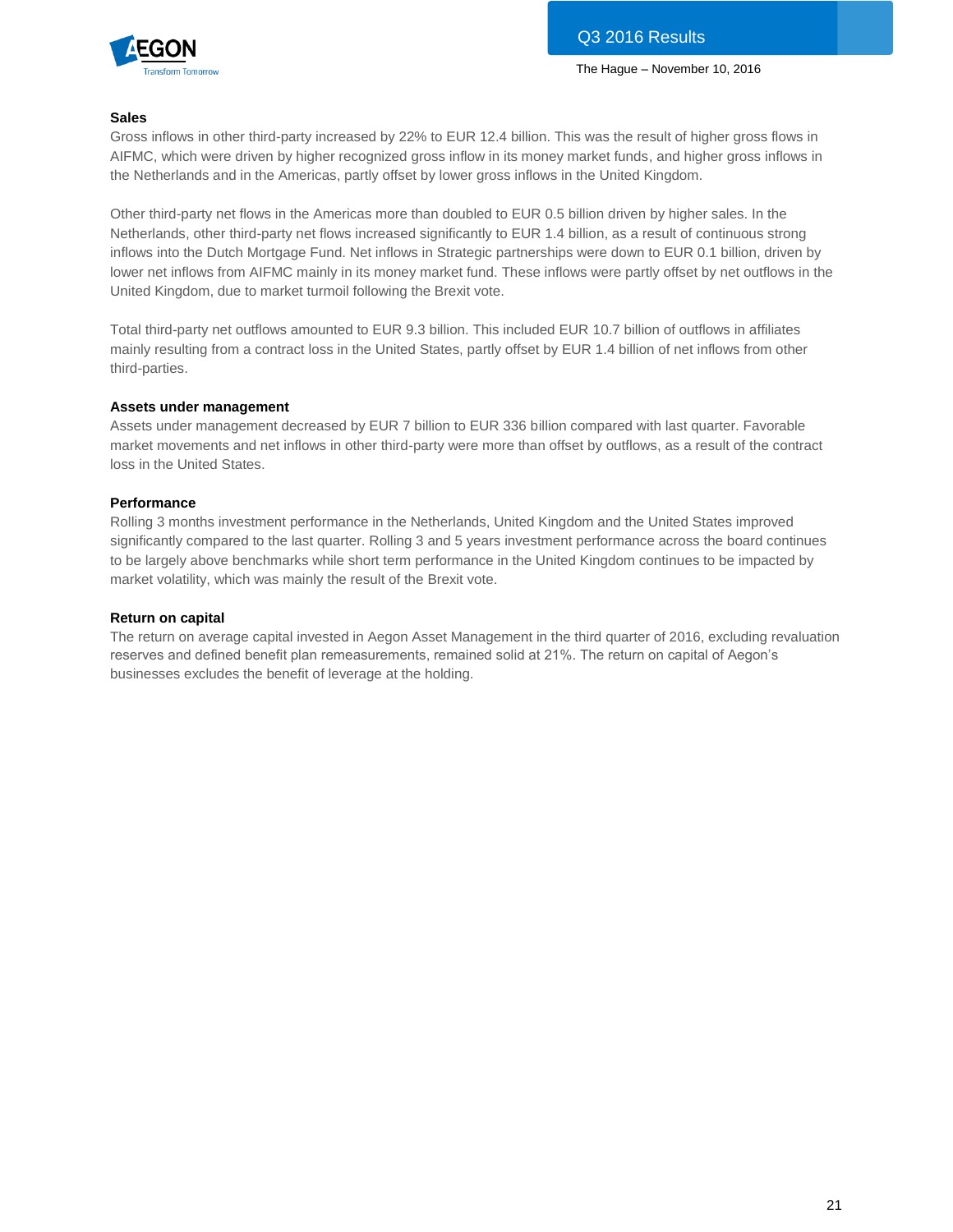### Sales

Gross inflows in other third-party increased by 22% to EUR 12.4 billion. This was the result of higher gross flows in AIFMC, which were driven by higher recognized gross inflow in its money market funds, and higher gross inflows in the Netherlands and in the Americas, partly offset by lower gross inflows in the United Kingdom.

Other third-party net flows in the Americas more than doubled to EUR 0.5 billion driven by higher sales. In the Netherlands, other third-party net flows increased significantly to EUR 1.4 billion, as a result of continuous strong inflows into the Dutch Mortgage Fund. Net inflows in Strategic partnerships were down to EUR 0.1 billion, driven by lower net inflows from AIFMC mainly in its money market fund. These inflows were partly offset by net outflows in the United Kingdom, due to market turmoil following the Brexit vote.

Total third-party net outflows amounted to EUR 9.3 billion. This included EUR 10.7 billion of outflows in affiliates mainly resulting from a contract loss in the United States, partly offset by EUR 1.4 billion of net inflows from other third-parties.

### Assets under management

Assets under management decreased by EUR 7 billion to EUR 336 billion compared with last quarter. Favorable market movements and net inflows in other third-party were more than offset by outflows, as a result of the contract loss in the United States.

### Performance

Rolling 3 months investment performance in the Netherlands, United Kingdom and the United States improved significantly compared to the last quarter. Rolling 3 and 5 years investment performance across the board continues to be largely above benchmarks while short term performance in the United Kingdom continues to be impacted by market volatility, which was mainly the result of the Brexit vote.

### Return on capital

The return on average capital invested in Aegon Asset Management in the third quarter of 2016, excluding revaluation reserves and defined benefit plan remeasurements, remained solid at 21%. The return on capital of Aegon's businesses excludes the benefit of leverage at the holding.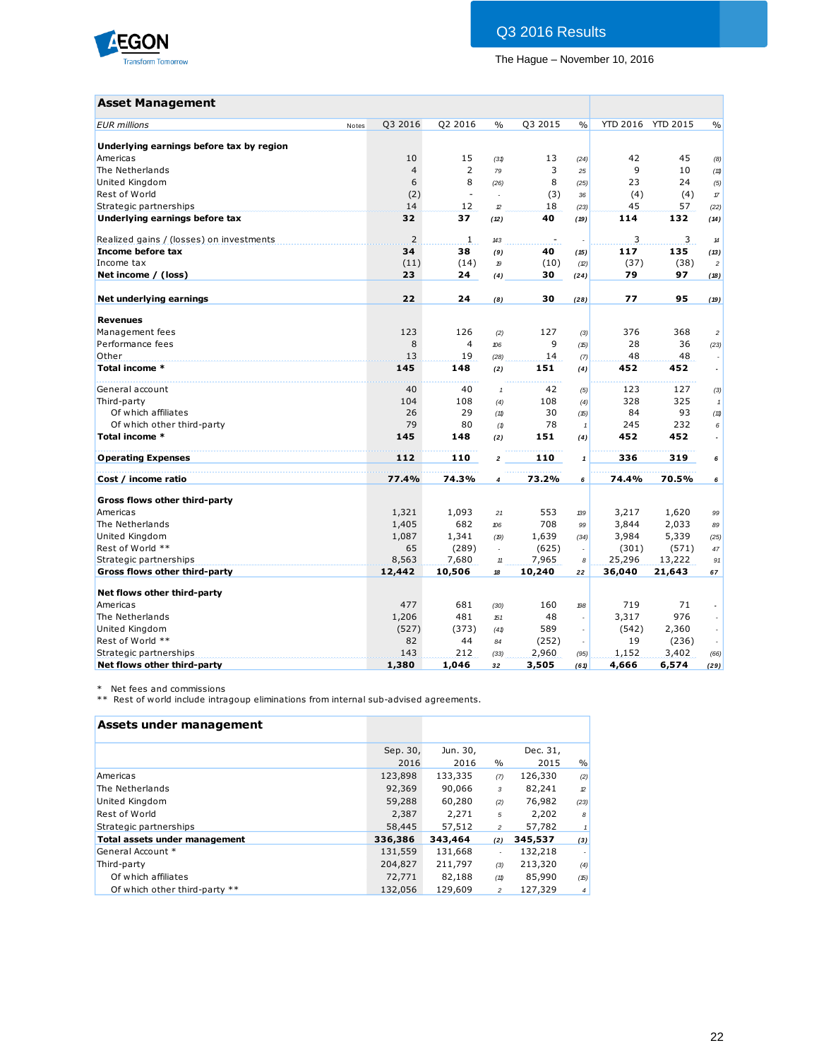## Asset Management

| EUR millions | Notes | Q3 2016 | Q2 2016 | % | Q3 2015 | % | YTD 2016 | YTD 2015 | % |
|---|---|---|---|---|---|---|---|---|---|
| **Underlying earnings before tax by region** | | | | | | | | | |
| Americas | | 10 | 15 | (31) | 13 | (24) | 42 | 45 | (8) |
| The Netherlands | | 4 | 2 | 79 | 3 | 25 | 9 | 10 | (11) |
| United Kingdom | | 6 | 8 | (26) | 8 | (25) | 23 | 24 | (5) |
| Rest of World | | (2) | - | - | (3) | 36 | (4) | (4) | 17 |
| Strategic partnerships | | 14 | 12 | 12 | 18 | (23) | 45 | 57 | (22) |
| **Underlying earnings before tax** | | **32** | **37** | **(12)** | **40** | **(19)** | **114** | **132** | **(14)** |
| | | | | | | | | | |
| Realized gains / (losses) on investments | | 2 | 1 | 143 | - | - | 3 | 3 | 14 |
| **Income before tax** | | **34** | **38** | **(9)** | **40** | **(15)** | **117** | **135** | **(13)** |
| Income tax | | (11) | (14) | 19 | (10) | (12) | (37) | (38) | 2 |
| **Net income / (loss)** | | **23** | **24** | **(4)** | **30** | **(24)** | **79** | **97** | **(18)** |
| | | | | | | | | | |
| **Net underlying earnings** | | **22** | **24** | **(8)** | **30** | **(28)** | **77** | **95** | **(19)** |
| | | | | | | | | | |
| **Revenues** | | | | | | | | | |
| Management fees | | 123 | 126 | (2) | 127 | (3) | 376 | 368 | 2 |
| Performance fees | | 8 | 4 | 106 | 9 | (15) | 28 | 36 | (23) |
| Other | | 13 | 19 | (28) | 14 | (7) | 48 | 48 | - |
| **Total income \*** | | **145** | **148** | **(2)** | **151** | **(4)** | **452** | **452** | **-** |
| | | | | | | | | | |
| General account | | 40 | 40 | 1 | 42 | (5) | 123 | 127 | (3) |
| Third-party | | 104 | 108 | (4) | 108 | (4) | 328 | 325 | 1 |
| Of which affiliates | | 26 | 29 | (11) | 30 | (15) | 84 | 93 | (11) |
| Of which other third-party | | 79 | 80 | (1) | 78 | 1 | 245 | 232 | 6 |
| **Total income \*** | | **145** | **148** | **(2)** | **151** | **(4)** | **452** | **452** | **-** |
| | | | | | | | | | |
| **Operating Expenses** | | **112** | **110** | **2** | **110** | **1** | **336** | **319** | **6** |
| | | | | | | | | | |
| **Cost / income ratio** | | **77.4%** | **74.3%** | **4** | **73.2%** | **6** | **74.4%** | **70.5%** | **6** |
| | | | | | | | | | |
| **Gross flows other third-party** | | | | | | | | | |
| Americas | | 1,321 | 1,093 | 21 | 553 | 139 | 3,217 | 1,620 | 99 |
| The Netherlands | | 1,405 | 682 | 106 | 708 | 99 | 3,844 | 2,033 | 89 |
| United Kingdom | | 1,087 | 1,341 | (19) | 1,639 | (34) | 3,984 | 5,339 | (25) |
| Rest of World \*\* | | 65 | (289) | - | (625) | - | (301) | (571) | 47 |
| Strategic partnerships | | 8,563 | 7,680 | 11 | 7,965 | 8 | 25,296 | 13,222 | 91 |
| **Gross flows other third-party** | | **12,442** | **10,506** | **18** | **10,240** | **22** | **36,040** | **21,643** | **67** |
| | | | | | | | | | |
| **Net flows other third-party** | | | | | | | | | |
| Americas | | 477 | 681 | (30) | 160 | 198 | 719 | 71 | - |
| The Netherlands | | 1,206 | 481 | 151 | 48 | - | 3,317 | 976 | - |
| United Kingdom | | (527) | (373) | (41) | 589 | - | (542) | 2,360 | - |
| Rest of World \*\* | | 82 | 44 | 84 | (252) | - | 19 | (236) | - |
| Strategic partnerships | | 143 | 212 | (33) | 2,960 | (95) | 1,152 | 3,402 | (66) |
| **Net flows other third-party** | | **1,380** | **1,046** | **32** | **3,505** | **(61)** | **4,666** | **6,574** | **(29)** |

\* Net fees and commissions
\*\* Rest of world include intragoup eliminations from internal sub-advised agreements.

## Assets under management

| | Sep. 30, 2016 | Jun. 30, 2016 | % | Dec. 31, 2015 | % |
|---|---|---|---|---|---|
| Americas | 123,898 | 133,335 | (7) | 126,330 | (2) |
| The Netherlands | 92,369 | 90,066 | 3 | 82,241 | 12 |
| United Kingdom | 59,288 | 60,280 | (2) | 76,982 | (23) |
| Rest of World | 2,387 | 2,271 | 5 | 2,202 | 8 |
| Strategic partnerships | 58,445 | 57,512 | 2 | 57,782 | 1 |
| **Total assets under management** | **336,386** | **343,464** | **(2)** | **345,537** | **(3)** |
| General Account \* | 131,559 | 131,668 | - | 132,218 | - |
| Third-party | 204,827 | 211,797 | (3) | 213,320 | (4) |
| Of which affiliates | 72,771 | 82,188 | (11) | 85,990 | (15) |
| Of which other third-party \*\* | 132,056 | 129,609 | 2 | 127,329 | 4 |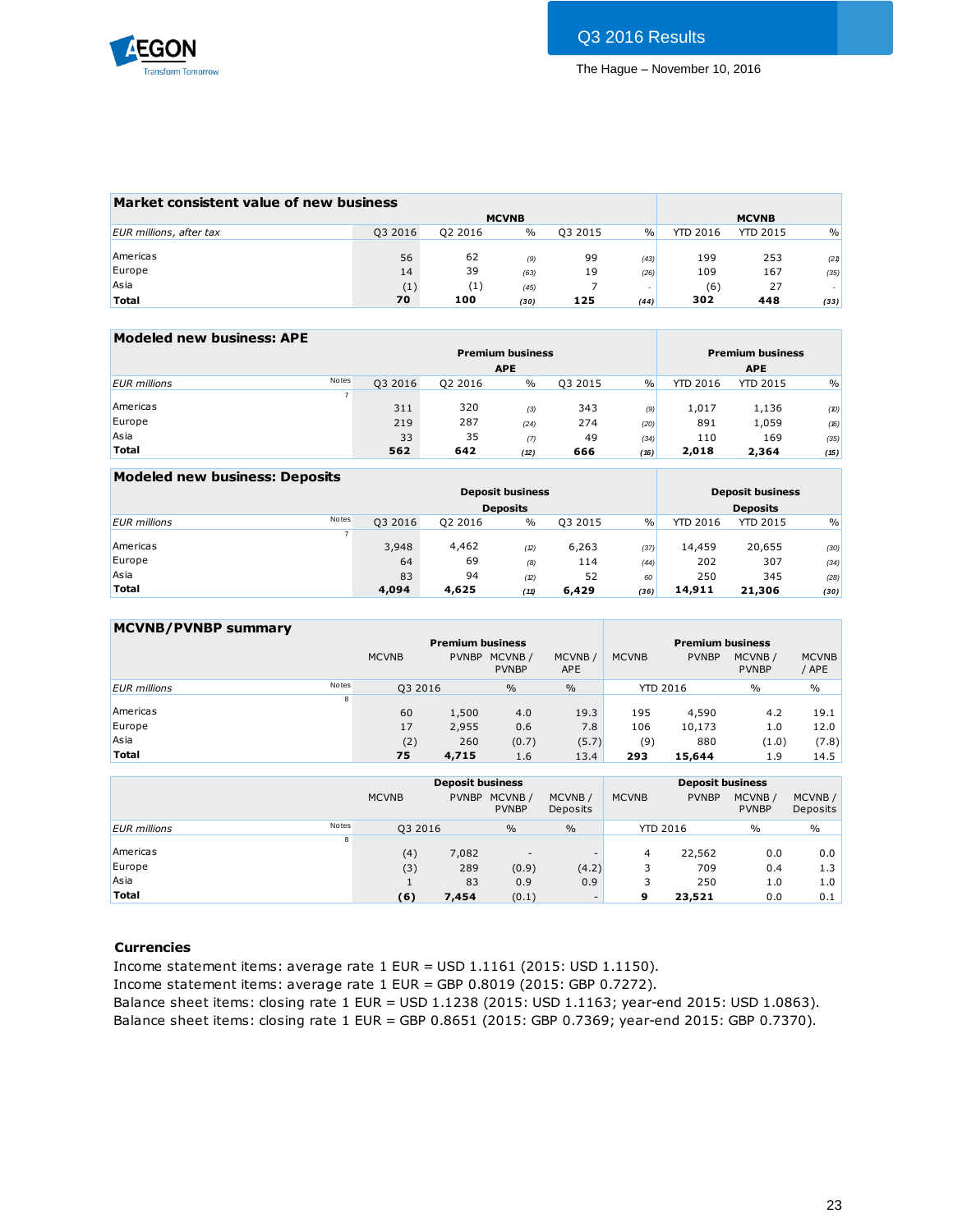## Market consistent value of new business

| EUR millions, after tax | MCVNB | | | | | MCVNB | | |
|---|---|---|---|---|---|---|---|---|
| | Q3 2016 | Q2 2016 | % | Q3 2015 | % | YTD 2016 | YTD 2015 | % |
| Americas | 56 | 62 | (9) | 99 | (43) | 199 | 253 | (21) |
| Europe | 14 | 39 | (63) | 19 | (26) | 109 | 167 | (35) |
| Asia | (1) | (1) | (45) | 7 | - | (6) | 27 | - |
| **Total** | **70** | **100** | **(30)** | **125** | **(44)** | **302** | **448** | **(33)** |

## Modeled new business: APE

| EUR millions | Notes | Premium business APE | | | | | Premium business APE | | |
|---|---|---|---|---|---|---|---|---|---|
| | | Q3 2016 | Q2 2016 | % | Q3 2015 | % | YTD 2016 | YTD 2015 | % |
| | 7 | | | | | | | | |
| Americas | | 311 | 320 | (3) | 343 | (9) | 1,017 | 1,136 | (10) |
| Europe | | 219 | 287 | (24) | 274 | (20) | 891 | 1,059 | (16) |
| Asia | | 33 | 35 | (7) | 49 | (34) | 110 | 169 | (35) |
| **Total** | | **562** | **642** | **(12)** | **666** | **(16)** | **2,018** | **2,364** | **(15)** |

## Modeled new business: Deposits

| EUR millions | Notes | Deposit business Deposits | | | | | Deposit business Deposits | | |
|---|---|---|---|---|---|---|---|---|---|
| | | Q3 2016 | Q2 2016 | % | Q3 2015 | % | YTD 2016 | YTD 2015 | % |
| | 7 | | | | | | | | |
| Americas | | 3,948 | 4,462 | (12) | 6,263 | (37) | 14,459 | 20,655 | (30) |
| Europe | | 64 | 69 | (8) | 114 | (44) | 202 | 307 | (34) |
| Asia | | 83 | 94 | (12) | 52 | 60 | 250 | 345 | (28) |
| **Total** | | **4,094** | **4,625** | **(11)** | **6,429** | **(36)** | **14,911** | **21,306** | **(30)** |

## MCVNB/PVNBP summary

| | | Premium business | | | | Premium business | | | |
|---|---|---|---|---|---|---|---|---|---|
| | | MCVNB | PVNBP | MCVNB / PVNBP | MCVNB / APE | MCVNB | PVNBP | MCVNB / PVNBP | MCVNB / APE |
| EUR millions | Notes | Q3 2016 | | % | % | YTD 2016 | | % | % |
| | 8 | | | | | | | | |
| Americas | | 60 | 1,500 | 4.0 | 19.3 | 195 | 4,590 | 4.2 | 19.1 |
| Europe | | 17 | 2,955 | 0.6 | 7.8 | 106 | 10,173 | 1.0 | 12.0 |
| Asia | | (2) | 260 | (0.7) | (5.7) | (9) | 880 | (1.0) | (7.8) |
| **Total** | | **75** | **4,715** | 1.6 | 13.4 | **293** | **15,644** | 1.9 | 14.5 |

| | | Deposit business | | | | Deposit business | | | |
|---|---|---|---|---|---|---|---|---|---|
| | | MCVNB | PVNBP | MCVNB / PVNBP | MCVNB / Deposits | MCVNB | PVNBP | MCVNB / PVNBP | MCVNB / Deposits |
| EUR millions | Notes | Q3 2016 | | % | % | YTD 2016 | | % | % |
| | 8 | | | | | | | | |
| Americas | | (4) | 7,082 | - | - | 4 | 22,562 | 0.0 | 0.0 |
| Europe | | (3) | 289 | (0.9) | (4.2) | 3 | 709 | 0.4 | 1.3 |
| Asia | | 1 | 83 | 0.9 | 0.9 | 3 | 250 | 1.0 | 1.0 |
| **Total** | | **(6)** | **7,454** | (0.1) | - | **9** | **23,521** | 0.0 | 0.1 |

### Currencies

Income statement items: average rate 1 EUR = USD 1.1161 (2015: USD 1.1150).
Income statement items: average rate 1 EUR = GBP 0.8019 (2015: GBP 0.7272).
Balance sheet items: closing rate 1 EUR = USD 1.1238 (2015: USD 1.1163; year-end 2015: USD 1.0863).
Balance sheet items: closing rate 1 EUR = GBP 0.8651 (2015: GBP 0.7369; year-end 2015: GBP 0.7370).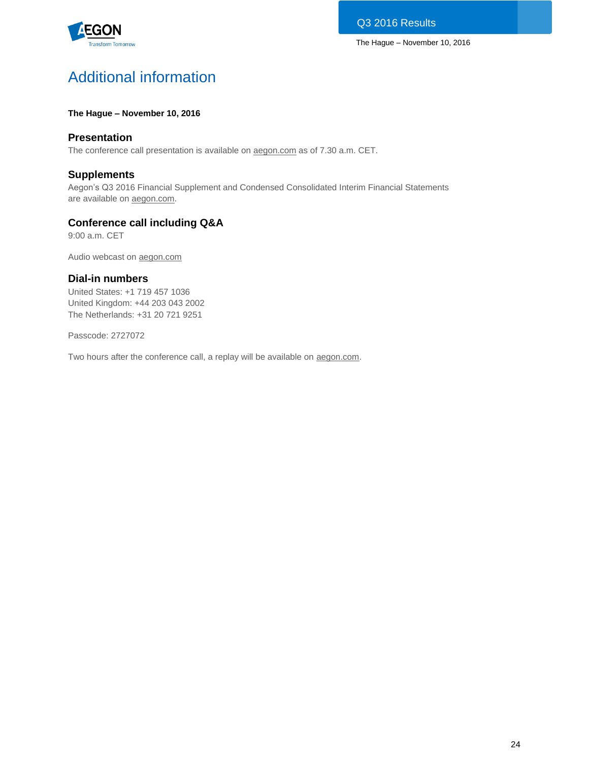# Additional information

**The Hague – November 10, 2016**

### Presentation

The conference call presentation is available on aegon.com as of 7.30 a.m. CET.

### Supplements

Aegon's Q3 2016 Financial Supplement and Condensed Consolidated Interim Financial Statements are available on aegon.com.

### Conference call including Q&A

9:00 a.m. CET

Audio webcast on aegon.com

### Dial-in numbers

United States: +1 719 457 1036
United Kingdom: +44 203 043 2002
The Netherlands: +31 20 721 9251

Passcode: 2727072

Two hours after the conference call, a replay will be available on aegon.com.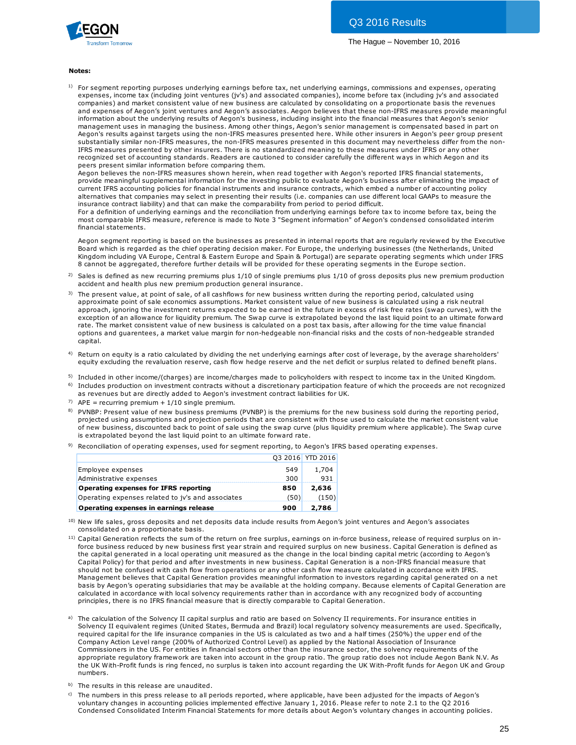**Notes:**

[1] For segment reporting purposes underlying earnings before tax, net underlying earnings, commissions and expenses, operating expenses, income tax (including joint ventures (jv's) and associated companies), income before tax (including jv's and associated companies) and market consistent value of new business are calculated by consolidating on a proportionate basis the revenues and expenses of Aegon's joint ventures and Aegon's associates. Aegon believes that these non-IFRS measures provide meaningful information about the underlying results of Aegon's business, including insight into the financial measures that Aegon's senior management uses in managing the business. Among other things, Aegon's senior management is compensated based in part on Aegon's results against targets using the non-IFRS measures presented here. While other insurers in Aegon's peer group present substantially similar non-IFRS measures, the non-IFRS measures presented in this document may nevertheless differ from the non-IFRS measures presented by other insurers. There is no standardized meaning to these measures under IFRS or any other recognized set of accounting standards. Readers are cautioned to consider carefully the different ways in which Aegon and its peers present similar information before comparing them.
Aegon believes the non-IFRS measures shown herein, when read together with Aegon's reported IFRS financial statements, provide meaningful supplemental information for the investing public to evaluate Aegon's business after eliminating the impact of current IFRS accounting policies for financial instruments and insurance contracts, which embed a number of accounting policy alternatives that companies may select in presenting their results (i.e. companies can use different local GAAPs to measure the insurance contract liability) and that can make the comparability from period to period difficult.
For a definition of underlying earnings and the reconciliation from underlying earnings before tax to income before tax, being the most comparable IFRS measure, reference is made to Note 3 "Segment information" of Aegon's condensed consolidated interim financial statements.

Aegon segment reporting is based on the businesses as presented in internal reports that are regularly reviewed by the Executive Board which is regarded as the chief operating decision maker. For Europe, the underlying businesses (the Netherlands, United Kingdom including VA Europe, Central & Eastern Europe and Spain & Portugal) are separate operating segments which under IFRS 8 cannot be aggregated, therefore further details will be provided for these operating segments in the Europe section.

[2] Sales is defined as new recurring premiums plus 1/10 of single premiums plus 1/10 of gross deposits plus new premium production accident and health plus new premium production general insurance.

[3] The present value, at point of sale, of all cashflows for new business written during the reporting period, calculated using approximate point of sale economics assumptions. Market consistent value of new business is calculated using a risk neutral approach, ignoring the investment returns expected to be earned in the future in excess of risk free rates (swap curves), with the exception of an allowance for liquidity premium. The Swap curve is extrapolated beyond the last liquid point to an ultimate forward rate. The market consistent value of new business is calculated on a post tax basis, after allowing for the time value financial options and guarentees, a market value margin for non-hedgeable non-financial risks and the costs of non-hedgeable stranded capital.

[4] Return on equity is a ratio calculated by dividing the net underlying earnings after cost of leverage, by the average shareholders' equity excluding the revaluation reserve, cash flow hedge reserve and the net deficit or surplus related to defined benefit plans.

[5] Included in other income/(charges) are income/charges made to policyholders with respect to income tax in the United Kingdom.

[6] Includes production on investment contracts without a discretionary participation feature of which the proceeds are not recognized as revenues but are directly added to Aegon's investment contract liabilities for UK.

[7] APE = recurring premium + 1/10 single premium.

[8] PVNBP: Present value of new business premiums (PVNBP) is the premiums for the new business sold during the reporting period, projected using assumptions and projection periods that are consistent with those used to calculate the market consistent value of new business, discounted back to point of sale using the swap curve (plus liquidity premium where applicable). The Swap curve is extrapolated beyond the last liquid point to an ultimate forward rate.

[9] Reconciliation of operating expenses, used for segment reporting, to Aegon's IFRS based operating expenses.

| | Q3 2016 | YTD 2016 |
|---|---|---|
| Employee expenses | 549 | 1,704 |
| Administrative expenses | 300 | 931 |
| **Operating expenses for IFRS reporting** | **850** | **2,636** |
| Operating expenses related to jv's and associates | (50) | (150) |
| **Operating expenses in earnings release** | **900** | **2,786** |

[10] New life sales, gross deposits and net deposits data include results from Aegon's joint ventures and Aegon's associates consolidated on a proportionate basis.

[11] Capital Generation reflects the sum of the return on free surplus, earnings on in-force business, release of required surplus on in-force business reduced by new business first year strain and required surplus on new business. Capital Generation is defined as the capital generated in a local operating unit measured as the change in the local binding capital metric (according to Aegon's Capital Policy) for that period and after investments in new business. Capital Generation is a non-IFRS financial measure that should not be confused with cash flow from operations or any other cash flow measure calculated in accordance with IFRS. Management believes that Capital Generation provides meaningful information to investors regarding capital generated on a net basis by Aegon's operating subsidiaries that may be available at the holding company. Because elements of Capital Generation are calculated in accordance with local solvency requirements rather than in accordance with any recognized body of accounting principles, there is no IFRS financial measure that is directly comparable to Capital Generation.

[a] The calculation of the Solvency II capital surplus and ratio are based on Solvency II requirements. For insurance entities in Solvency II equivalent regimes (United States, Bermuda and Brazil) local regulatory solvency measurements are used. Specifically, required capital for the life insurance companies in the US is calculated as two and a half times (250%) the upper end of the Company Action Level range (200% of Authorized Control Level) as applied by the National Association of Insurance Commissioners in the US. For entities in financial sectors other than the insurance sector, the solvency requirements of the appropriate regulatory framework are taken into account in the group ratio. The group ratio does not include Aegon Bank N.V. As the UK With-Profit funds is ring fenced, no surplus is taken into account regarding the UK With-Profit funds for Aegon UK and Group numbers.

[b] The results in this release are unaudited.

[c] The numbers in this press release to all periods reported, where applicable, have been adjusted for the impacts of Aegon's voluntary changes in accounting policies implemented effective January 1, 2016. Please refer to note 2.1 to the Q2 2016 Condensed Consolidated Interim Financial Statements for more details about Aegon's voluntary changes in accounting policies.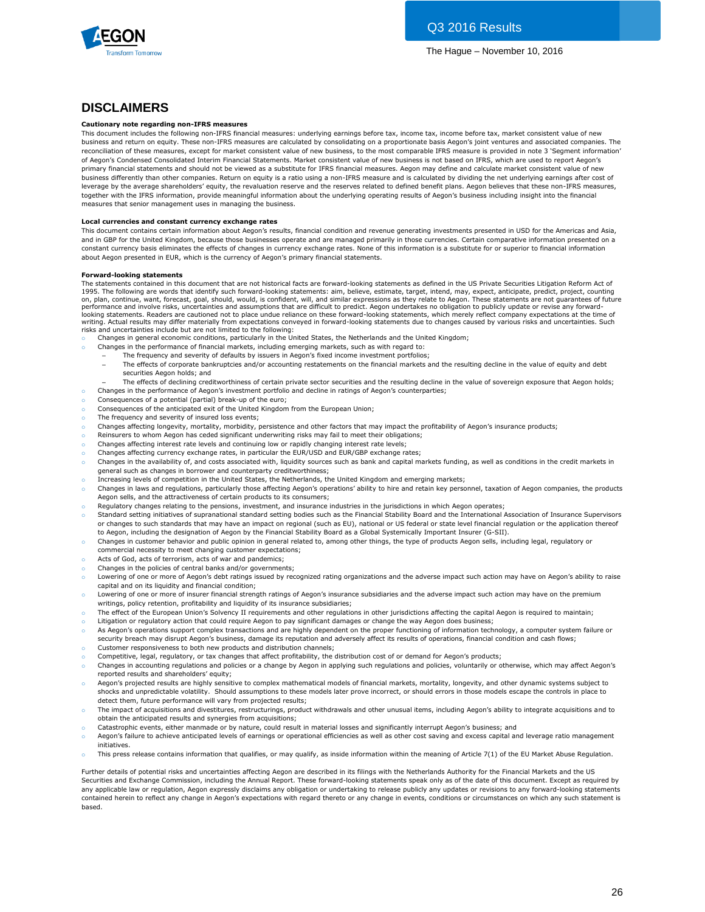# DISCLAIMERS

**Cautionary note regarding non-IFRS measures**

This document includes the following non-IFRS financial measures: underlying earnings before tax, income tax, income before tax, market consistent value of new business and return on equity. These non-IFRS measures are calculated by consolidating on a proportionate basis Aegon's joint ventures and associated companies. The reconciliation of these measures, except for market consistent value of new business, to the most comparable IFRS measure is provided in note 3 'Segment information' of Aegon's Condensed Consolidated Interim Financial Statements. Market consistent value of new business is not based on IFRS, which are used to report Aegon's primary financial statements and should not be viewed as a substitute for IFRS financial measures. Aegon may define and calculate market consistent value of new business differently than other companies. Return on equity is a ratio using a non-IFRS measure and is calculated by dividing the net underlying earnings after cost of leverage by the average shareholders' equity, the revaluation reserve and the reserves related to defined benefit plans. Aegon believes that these non-IFRS measures, together with the IFRS information, provide meaningful information about the underlying operating results of Aegon's business including insight into the financial measures that senior management uses in managing the business.

**Local currencies and constant currency exchange rates**

This document contains certain information about Aegon's results, financial condition and revenue generating investments presented in USD for the Americas and Asia, and in GBP for the United Kingdom, because those businesses operate and are managed primarily in those currencies. Certain comparative information presented on a constant currency basis eliminates the effects of changes in currency exchange rates. None of this information is a substitute for or superior to financial information about Aegon presented in EUR, which is the currency of Aegon's primary financial statements.

**Forward-looking statements**

The statements contained in this document that are not historical facts are forward-looking statements as defined in the US Private Securities Litigation Reform Act of 1995. The following are words that identify such forward-looking statements: aim, believe, estimate, target, intend, may, expect, anticipate, predict, project, counting on, plan, continue, want, forecast, goal, should, would, is confident, will, and similar expressions as they relate to Aegon. These statements are not guarantees of future performance and involve risks, uncertainties and assumptions that are difficult to predict. Aegon undertakes no obligation to publicly update or revise any forward-looking statements. Readers are cautioned not to place undue reliance on these forward-looking statements, which merely reflect company expectations at the time of writing. Actual results may differ materially from expectations conveyed in forward-looking statements due to changes caused by various risks and uncertainties. Such risks and uncertainties include but are not limited to the following:

- Changes in general economic conditions, particularly in the United States, the Netherlands and the United Kingdom;
- Changes in the performance of financial markets, including emerging markets, such as with regard to:
  - The frequency and severity of defaults by issuers in Aegon's fixed income investment portfolios;
  - The effects of corporate bankruptcies and/or accounting restatements on the financial markets and the resulting decline in the value of equity and debt securities Aegon holds; and
  - The effects of declining creditworthiness of certain private sector securities and the resulting decline in the value of sovereign exposure that Aegon holds;
- Changes in the performance of Aegon's investment portfolio and decline in ratings of Aegon's counterparties;
- Consequences of a potential (partial) break-up of the euro;
- Consequences of the anticipated exit of the United Kingdom from the European Union;
- The frequency and severity of insured loss events;
- Changes affecting longevity, mortality, morbidity, persistence and other factors that may impact the profitability of Aegon's insurance products;
- Reinsurers to whom Aegon has ceded significant underwriting risks may fail to meet their obligations;
- Changes affecting interest rate levels and continuing low or rapidly changing interest rate levels;
- Changes affecting currency exchange rates, in particular the EUR/USD and EUR/GBP exchange rates;
- Changes in the availability of, and costs associated with, liquidity sources such as bank and capital markets funding, as well as conditions in the credit markets in general such as changes in borrower and counterparty creditworthiness;
- Increasing levels of competition in the United States, the Netherlands, the United Kingdom and emerging markets;
- Changes in laws and regulations, particularly those affecting Aegon's operations' ability to hire and retain key personnel, taxation of Aegon companies, the products Aegon sells, and the attractiveness of certain products to its consumers;
- Regulatory changes relating to the pensions, investment, and insurance industries in the jurisdictions in which Aegon operates;
- Standard setting initiatives of supranational standard setting bodies such as the Financial Stability Board and the International Association of Insurance Supervisors or changes to such standards that may have an impact on regional (such as EU), national or US federal or state level financial regulation or the application thereof to Aegon, including the designation of Aegon by the Financial Stability Board as a Global Systemically Important Insurer (G-SII).
- Changes in customer behavior and public opinion in general related to, among other things, the type of products Aegon sells, including legal, regulatory or commercial necessity to meet changing customer expectations;
- Acts of God, acts of terrorism, acts of war and pandemics;
- Changes in the policies of central banks and/or governments;
- Lowering of one or more of Aegon's debt ratings issued by recognized rating organizations and the adverse impact such action may have on Aegon's ability to raise capital and on its liquidity and financial condition;
- Lowering of one or more of insurer financial strength ratings of Aegon's insurance subsidiaries and the adverse impact such action may have on the premium writings, policy retention, profitability and liquidity of its insurance subsidiaries;
- The effect of the European Union's Solvency II requirements and other regulations in other jurisdictions affecting the capital Aegon is required to maintain;
- Litigation or regulatory action that could require Aegon to pay significant damages or change the way Aegon does business;
- As Aegon's operations support complex transactions and are highly dependent on the proper functioning of information technology, a computer system failure or security breach may disrupt Aegon's business, damage its reputation and adversely affect its results of operations, financial condition and cash flows;
- Customer responsiveness to both new products and distribution channels;
- Competitive, legal, regulatory, or tax changes that affect profitability, the distribution cost of or demand for Aegon's products;
- Changes in accounting regulations and policies or a change by Aegon in applying such regulations and policies, voluntarily or otherwise, which may affect Aegon's reported results and shareholders' equity;
- Aegon's projected results are highly sensitive to complex mathematical models of financial markets, mortality, longevity, and other dynamic systems subject to shocks and unpredictable volatility. Should assumptions to these models later prove incorrect, or should errors in those models escape the controls in place to detect them, future performance will vary from projected results;
- The impact of acquisitions and divestitures, restructurings, product withdrawals and other unusual items, including Aegon's ability to integrate acquisitions and to obtain the anticipated results and synergies from acquisitions;
- Catastrophic events, either manmade or by nature, could result in material losses and significantly interrupt Aegon's business; and
- Aegon's failure to achieve anticipated levels of earnings or operational efficiencies as well as other cost saving and excess capital and leverage ratio management initiatives.
- This press release contains information that qualifies, or may qualify, as inside information within the meaning of Article 7(1) of the EU Market Abuse Regulation.

Further details of potential risks and uncertainties affecting Aegon are described in its filings with the Netherlands Authority for the Financial Markets and the US Securities and Exchange Commission, including the Annual Report. These forward-looking statements speak only as of the date of this document. Except as required by any applicable law or regulation, Aegon expressly disclaims any obligation or undertaking to release publicly any updates or revisions to any forward-looking statements contained herein to reflect any change in Aegon's expectations with regard thereto or any change in events, conditions or circumstances on which any such statement is based.